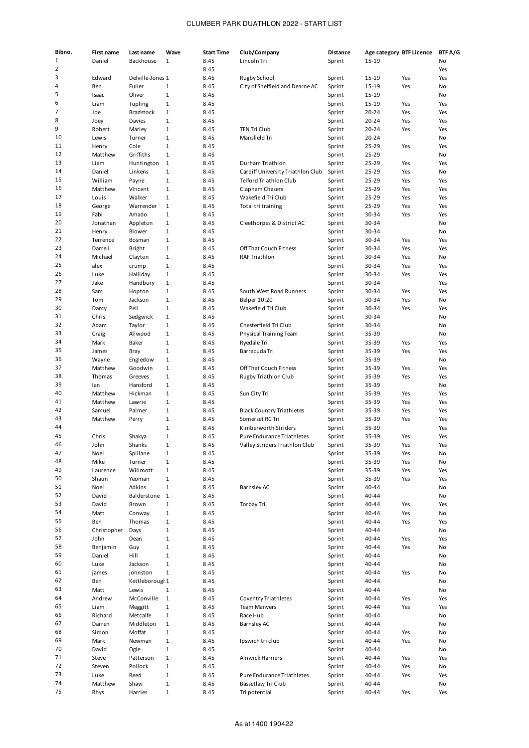# CLUMBER PARK DUATHLON 2022 - START LIST

| Bibno. | First name | Last name | Wave | Start Time | Club/Company | Distance | Age category | BTF Licence | BTF A/G |
|---|---|---|---|---|---|---|---|---|---|
| 1 | Daniel | Backhouse | 1 | 8.45 | Lincoln Tri | Sprint | 15-19 | | No |
| 2 | | | | 8.45 | | | | | Yes |
| 3 | Edward | Delville-Jones | 1 | 8.45 | Rugby School | Sprint | 15-19 | Yes | Yes |
| 4 | Ben | Fuller | 1 | 8.45 | City of Sheffield and Dearne AC | Sprint | 15-19 | Yes | No |
| 5 | Isaac | Oliver | 1 | 8.45 | | Sprint | 15-19 | | No |
| 6 | Liam | Tupling | 1 | 8.45 | | Sprint | 15-19 | Yes | Yes |
| 7 | Joe | Bradstock | 1 | 8.45 | | Sprint | 20-24 | Yes | Yes |
| 8 | Joey | Davies | 1 | 8.45 | | Sprint | 20-24 | Yes | Yes |
| 9 | Robert | Marley | 1 | 8.45 | TFN Tri Club | Sprint | 20-24 | Yes | Yes |
| 10 | Lewis | Turner | 1 | 8.45 | Mansfield Tri | Sprint | 20-24 | | No |
| 11 | Henry | Cole | 1 | 8.45 | | Sprint | 25-29 | Yes | Yes |
| 12 | Matthew | Griffiths | 1 | 8.45 | | Sprint | 25-29 | | No |
| 13 | Liam | Huntington | 1 | 8.45 | Durham Triathlon | Sprint | 25-29 | Yes | Yes |
| 14 | Daniel | Linkens | 1 | 8.45 | Cardiff University Triathlon Club | Sprint | 25-29 | Yes | No |
| 15 | William | Payne | 1 | 8.45 | Telford Triathlon Club | Sprint | 25-29 | Yes | Yes |
| 16 | Matthew | VIncent | 1 | 8.45 | Clapham Chasers | Sprint | 25-29 | Yes | Yes |
| 17 | Louis | Walker | 1 | 8.45 | Wakefield Tri Club | Sprint | 25-29 | Yes | Yes |
| 18 | George | Warrender | 1 | 8.45 | Total tri training | Sprint | 25-29 | Yes | Yes |
| 19 | Fabi | Amado | 1 | 8.45 | | Sprint | 30-34 | Yes | Yes |
| 20 | Jonathan | Appleton | 1 | 8.45 | Cleethorpes & District AC | Sprint | 30-34 | | No |
| 21 | Henry | Blower | 1 | 8.45 | | Sprint | 30-34 | | No |
| 22 | Terrence | Bosman | 1 | 8.45 | | Sprint | 30-34 | Yes | Yes |
| 23 | Darrell | Bright | 1 | 8.45 | Off That Couch Fitness | Sprint | 30-34 | Yes | Yes |
| 24 | Michael | Clayton | 1 | 8.45 | RAF Triathlon | Sprint | 30-34 | Yes | No |
| 25 | alex | crump | 1 | 8.45 | | Sprint | 30-34 | Yes | Yes |
| 26 | Luke | Halliday | 1 | 8.45 | | Sprint | 30-34 | Yes | Yes |
| 27 | Jake | Handbury | 1 | 8.45 | | Sprint | 30-34 | | Yes |
| 28 | Sam | Hopton | 1 | 8.45 | South West Road Runners | Sprint | 30-34 | Yes | Yes |
| 29 | Tom | Jackson | 1 | 8.45 | Belper 10:20 | Sprint | 30-34 | Yes | No |
| 30 | Darcy | Pell | 1 | 8.45 | Wakefield Tri Club | Sprint | 30-34 | Yes | Yes |
| 31 | Chris | Sedgwick | 1 | 8.45 | | Sprint | 30-34 | | No |
| 32 | Adam | Taylor | 1 | 8.45 | Chesterfield Tri Club | Sprint | 30-34 | | No |
| 33 | Craig | Allwood | 1 | 8.45 | Physical Training Team | Sprint | 35-39 | | No |
| 34 | Mark | Baker | 1 | 8.45 | Ryedale Tri | Sprint | 35-39 | Yes | Yes |
| 35 | James | Bray | 1 | 8.45 | Barracuda Tri | Sprint | 35-39 | Yes | Yes |
| 36 | Wayne | Engledow | 1 | 8.45 | | Sprint | 35-39 | | No |
| 37 | Matthew | Goodwin | 1 | 8.45 | Off That Couch Fitness | Sprint | 35-39 | Yes | Yes |
| 38 | Thomas | Greeves | 1 | 8.45 | Rugby Triathlon Club | Sprint | 35-39 | Yes | Yes |
| 39 | Ian | Hansford | 1 | 8.45 | | Sprint | 35-39 | | No |
| 40 | Matthew | Hickman | 1 | 8.45 | Sun City Tri | Sprint | 35-39 | Yes | Yes |
| 41 | Matthew | Lawrie | 1 | 8.45 | | Sprint | 35-39 | Yes | Yes |
| 42 | Samuel | Palmer | 1 | 8.45 | Black Country Triathletes | Sprint | 35-39 | Yes | Yes |
| 43 | Matthew | Perry | 1 | 8.45 | Somerset RC Tri | Sprint | 35-39 | Yes | Yes |
| 44 | | | 1 | 8.45 | Kimberworth Striders | Sprint | 35-39 | | Yes |
| 45 | Chris | Shakya | 1 | 8.45 | Pure Endurance Triathletes | Sprint | 35-39 | Yes | Yes |
| 46 | John | Shanks | 1 | 8.45 | Valley Striders Triathlon Club | Sprint | 35-39 | Yes | Yes |
| 47 | Noel | Spillane | 1 | 8.45 | | Sprint | 35-39 | Yes | No |
| 48 | Mike | Turner | 1 | 8.45 | | Sprint | 35-39 | Yes | No |
| 49 | Laurence | Willmott | 1 | 8.45 | | Sprint | 35-39 | Yes | Yes |
| 50 | Shaun | Yeoman | 1 | 8.45 | | Sprint | 35-39 | Yes | Yes |
| 51 | Noel | Adkins | 1 | 8.45 | Barnsley AC | Sprint | 40-44 | | No |
| 52 | David | Balderstone | 1 | 8.45 | | Sprint | 40-44 | | No |
| 53 | David | Brown | 1 | 8.45 | Torbay Tri | Sprint | 40-44 | Yes | Yes |
| 54 | Matt | Conway | 1 | 8.45 | | Sprint | 40-44 | Yes | No |
| 55 | Ben | Thomas | 1 | 8.45 | | Sprint | 40-44 | Yes | Yes |
| 56 | Christopher | Days | 1 | 8.45 | | Sprint | 40-44 | | No |
| 57 | John | Dean | 1 | 8.45 | | Sprint | 40-44 | Yes | Yes |
| 58 | Benjamin | Guy | 1 | 8.45 | | Sprint | 40-44 | Yes | No |
| 59 | Daniel | Hill | 1 | 8.45 | | Sprint | 40-44 | | No |
| 60 | Luke | Jackson | 1 | 8.45 | | Sprint | 40-44 | | No |
| 61 | james | johnston | 1 | 8.45 | | Sprint | 40-44 | Yes | No |
| 62 | Ben | Kettleborougl | 1 | 8.45 | | Sprint | 40-44 | | No |
| 63 | Matt | Lewis | 1 | 8.45 | | Sprint | 40-44 | | No |
| 64 | Andrew | McConville | 1 | 8.45 | Coventry Triathletes | Sprint | 40-44 | Yes | Yes |
| 65 | Liam | Meggitt | 1 | 8.45 | Team Manvers | Sprint | 40-44 | Yes | Yes |
| 66 | Richard | Metcalfe | 1 | 8.45 | Race Hub | Sprint | 40-44 | | No |
| 67 | Darren | Middleton | 1 | 8.45 | Barnsley AC | Sprint | 40-44 | | No |
| 68 | Simon | Moffat | 1 | 8.45 | | Sprint | 40-44 | Yes | No |
| 69 | Mark | Newman | 1 | 8.45 | Ipswich tri club | Sprint | 40-44 | Yes | No |
| 70 | David | Ogle | 1 | 8.45 | | Sprint | 40-44 | | No |
| 71 | Steve | Patterson | 1 | 8.45 | Alnwick Harriers | Sprint | 40-44 | Yes | Yes |
| 72 | Steven | Pollock | 1 | 8.45 | | Sprint | 40-44 | Yes | No |
| 73 | Luke | Reed | 1 | 8.45 | Pure Endurance Triathletes | Sprint | 40-44 | Yes | Yes |
| 74 | Matthew | Shaw | 1 | 8.45 | Bassetlaw Tri Club | Sprint | 40-44 | | No |
| 75 | Rhys | Harries | 1 | 8.45 | Tri potential | Sprint | 40-44 | Yes | Yes |

As at 1400 190422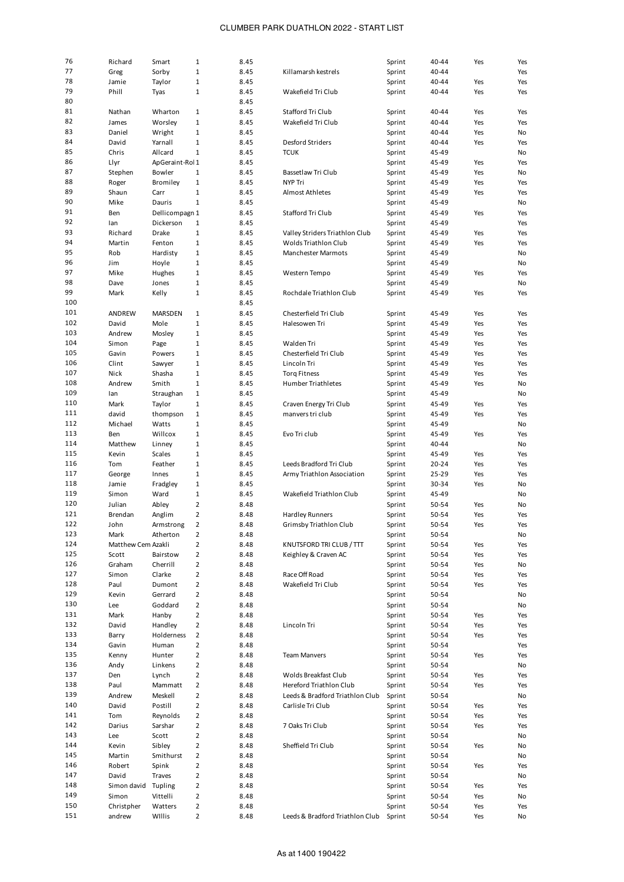# CLUMBER PARK DUATHLON 2022 - START LIST

| | | | | | | | | | |
|---|---|---|---|---|---|---|---|---|---|
| 76 | Richard | Smart | 1 | 8.45 | | Sprint | 40-44 | Yes | Yes |
| 77 | Greg | Sorby | 1 | 8.45 | Killamarsh kestrels | Sprint | 40-44 | | Yes |
| 78 | Jamie | Taylor | 1 | 8.45 | | Sprint | 40-44 | Yes | Yes |
| 79 | Phill | Tyas | 1 | 8.45 | Wakefield Tri Club | Sprint | 40-44 | Yes | Yes |
| 80 | | | | 8.45 | | | | | |
| 81 | Nathan | Wharton | 1 | 8.45 | Stafford Tri Club | Sprint | 40-44 | Yes | Yes |
| 82 | James | Worsley | 1 | 8.45 | Wakefield Tri Club | Sprint | 40-44 | Yes | Yes |
| 83 | Daniel | Wright | 1 | 8.45 | | Sprint | 40-44 | Yes | No |
| 84 | David | Yarnall | 1 | 8.45 | Desford Striders | Sprint | 40-44 | Yes | Yes |
| 85 | Chris | Allcard | 1 | 8.45 | TCUK | Sprint | 45-49 | | No |
| 86 | Llyr | ApGeraint-Rol | 1 | 8.45 | | Sprint | 45-49 | Yes | Yes |
| 87 | Stephen | Bowler | 1 | 8.45 | Bassetlaw Tri Club | Sprint | 45-49 | Yes | No |
| 88 | Roger | Bromiley | 1 | 8.45 | NYP Tri | Sprint | 45-49 | Yes | Yes |
| 89 | Shaun | Carr | 1 | 8.45 | Almost Athletes | Sprint | 45-49 | Yes | Yes |
| 90 | Mike | Dauris | 1 | 8.45 | | Sprint | 45-49 | | No |
| 91 | Ben | Dellicompagn | 1 | 8.45 | Stafford Tri Club | Sprint | 45-49 | Yes | Yes |
| 92 | Ian | Dickerson | 1 | 8.45 | | Sprint | 45-49 | | Yes |
| 93 | Richard | Drake | 1 | 8.45 | Valley Striders Triathlon Club | Sprint | 45-49 | Yes | Yes |
| 94 | Martin | Fenton | 1 | 8.45 | Wolds Triathlon Club | Sprint | 45-49 | Yes | Yes |
| 95 | Rob | Hardisty | 1 | 8.45 | Manchester Marmots | Sprint | 45-49 | | No |
| 96 | Jim | Hoyle | 1 | 8.45 | | Sprint | 45-49 | | No |
| 97 | Mike | Hughes | 1 | 8.45 | Western Tempo | Sprint | 45-49 | Yes | Yes |
| 98 | Dave | Jones | 1 | 8.45 | | Sprint | 45-49 | | No |
| 99 | Mark | Kelly | 1 | 8.45 | Rochdale Triathlon Club | Sprint | 45-49 | Yes | Yes |
| 100 | | | | 8.45 | | | | | |
| 101 | ANDREW | MARSDEN | 1 | 8.45 | Chesterfield Tri Club | Sprint | 45-49 | Yes | Yes |
| 102 | David | Mole | 1 | 8.45 | Halesowen Tri | Sprint | 45-49 | Yes | Yes |
| 103 | Andrew | Mosley | 1 | 8.45 | | Sprint | 45-49 | Yes | Yes |
| 104 | Simon | Page | 1 | 8.45 | Walden Tri | Sprint | 45-49 | Yes | Yes |
| 105 | Gavin | Powers | 1 | 8.45 | Chesterfield Tri Club | Sprint | 45-49 | Yes | Yes |
| 106 | Clint | Sawyer | 1 | 8.45 | Lincoln Tri | Sprint | 45-49 | Yes | Yes |
| 107 | Nick | Shasha | 1 | 8.45 | Torq Fitness | Sprint | 45-49 | Yes | Yes |
| 108 | Andrew | Smith | 1 | 8.45 | Humber Triathletes | Sprint | 45-49 | Yes | No |
| 109 | Ian | Straughan | 1 | 8.45 | | Sprint | 45-49 | | No |
| 110 | Mark | Taylor | 1 | 8.45 | Craven Energy Tri Club | Sprint | 45-49 | Yes | Yes |
| 111 | david | thompson | 1 | 8.45 | manvers tri club | Sprint | 45-49 | Yes | Yes |
| 112 | Michael | Watts | 1 | 8.45 | | Sprint | 45-49 | | No |
| 113 | Ben | Willcox | 1 | 8.45 | Evo Tri club | Sprint | 45-49 | Yes | Yes |
| 114 | Matthew | Linney | 1 | 8.45 | | Sprint | 40-44 | | No |
| 115 | Kevin | Scales | 1 | 8.45 | | Sprint | 45-49 | Yes | Yes |
| 116 | Tom | Feather | 1 | 8.45 | Leeds Bradford Tri Club | Sprint | 20-24 | Yes | Yes |
| 117 | George | Innes | 1 | 8.45 | Army Triathlon Association | Sprint | 25-29 | Yes | Yes |
| 118 | Jamie | Fradgley | 1 | 8.45 | | Sprint | 30-34 | Yes | No |
| 119 | Simon | Ward | 1 | 8.45 | Wakefield Triathlon Club | Sprint | 45-49 | | No |
| 120 | Julian | Abley | 2 | 8.48 | | Sprint | 50-54 | Yes | No |
| 121 | Brendan | Anglim | 2 | 8.48 | Hardley Runners | Sprint | 50-54 | Yes | Yes |
| 122 | John | Armstrong | 2 | 8.48 | Grimsby Triathlon Club | Sprint | 50-54 | Yes | Yes |
| 123 | Mark | Atherton | 2 | 8.48 | | Sprint | 50-54 | | No |
| 124 | Matthew Cem | Azakli | 2 | 8.48 | KNUTSFORD TRI CLUB / TTT | Sprint | 50-54 | Yes | Yes |
| 125 | Scott | Bairstow | 2 | 8.48 | Keighley & Craven AC | Sprint | 50-54 | Yes | Yes |
| 126 | Graham | Cherrill | 2 | 8.48 | | Sprint | 50-54 | Yes | No |
| 127 | Simon | Clarke | 2 | 8.48 | Race Off Road | Sprint | 50-54 | Yes | Yes |
| 128 | Paul | Dumont | 2 | 8.48 | Wakefield Tri Club | Sprint | 50-54 | Yes | Yes |
| 129 | Kevin | Gerrard | 2 | 8.48 | | Sprint | 50-54 | | No |
| 130 | Lee | Goddard | 2 | 8.48 | | Sprint | 50-54 | | No |
| 131 | Mark | Hanby | 2 | 8.48 | | Sprint | 50-54 | Yes | Yes |
| 132 | David | Handley | 2 | 8.48 | Lincoln Tri | Sprint | 50-54 | Yes | Yes |
| 133 | Barry | Holderness | 2 | 8.48 | | Sprint | 50-54 | Yes | Yes |
| 134 | Gavin | Human | 2 | 8.48 | | Sprint | 50-54 | | Yes |
| 135 | Kenny | Hunter | 2 | 8.48 | Team Manvers | Sprint | 50-54 | Yes | Yes |
| 136 | Andy | Linkens | 2 | 8.48 | | Sprint | 50-54 | | No |
| 137 | Den | Lynch | 2 | 8.48 | Wolds Breakfast Club | Sprint | 50-54 | Yes | Yes |
| 138 | Paul | Mammatt | 2 | 8.48 | Hereford Triathlon Club | Sprint | 50-54 | Yes | Yes |
| 139 | Andrew | Meskell | 2 | 8.48 | Leeds & Bradford Triathlon Club | Sprint | 50-54 | | No |
| 140 | David | Postill | 2 | 8.48 | Carlisle Tri Club | Sprint | 50-54 | Yes | Yes |
| 141 | Tom | Reynolds | 2 | 8.48 | | Sprint | 50-54 | Yes | Yes |
| 142 | Darius | Sarshar | 2 | 8.48 | 7 Oaks Tri Club | Sprint | 50-54 | Yes | Yes |
| 143 | Lee | Scott | 2 | 8.48 | | Sprint | 50-54 | | No |
| 144 | Kevin | Sibley | 2 | 8.48 | Sheffield Tri Club | Sprint | 50-54 | Yes | No |
| 145 | Martin | Smithurst | 2 | 8.48 | | Sprint | 50-54 | | No |
| 146 | Robert | Spink | 2 | 8.48 | | Sprint | 50-54 | Yes | Yes |
| 147 | David | Traves | 2 | 8.48 | | Sprint | 50-54 | | No |
| 148 | Simon david | Tupling | 2 | 8.48 | | Sprint | 50-54 | Yes | Yes |
| 149 | Simon | Vittelli | 2 | 8.48 | | Sprint | 50-54 | Yes | No |
| 150 | Christpher | Watters | 2 | 8.48 | | Sprint | 50-54 | Yes | Yes |
| 151 | andrew | WIllis | 2 | 8.48 | Leeds & Bradford Triathlon Club | Sprint | 50-54 | Yes | No |

As at 1400 190422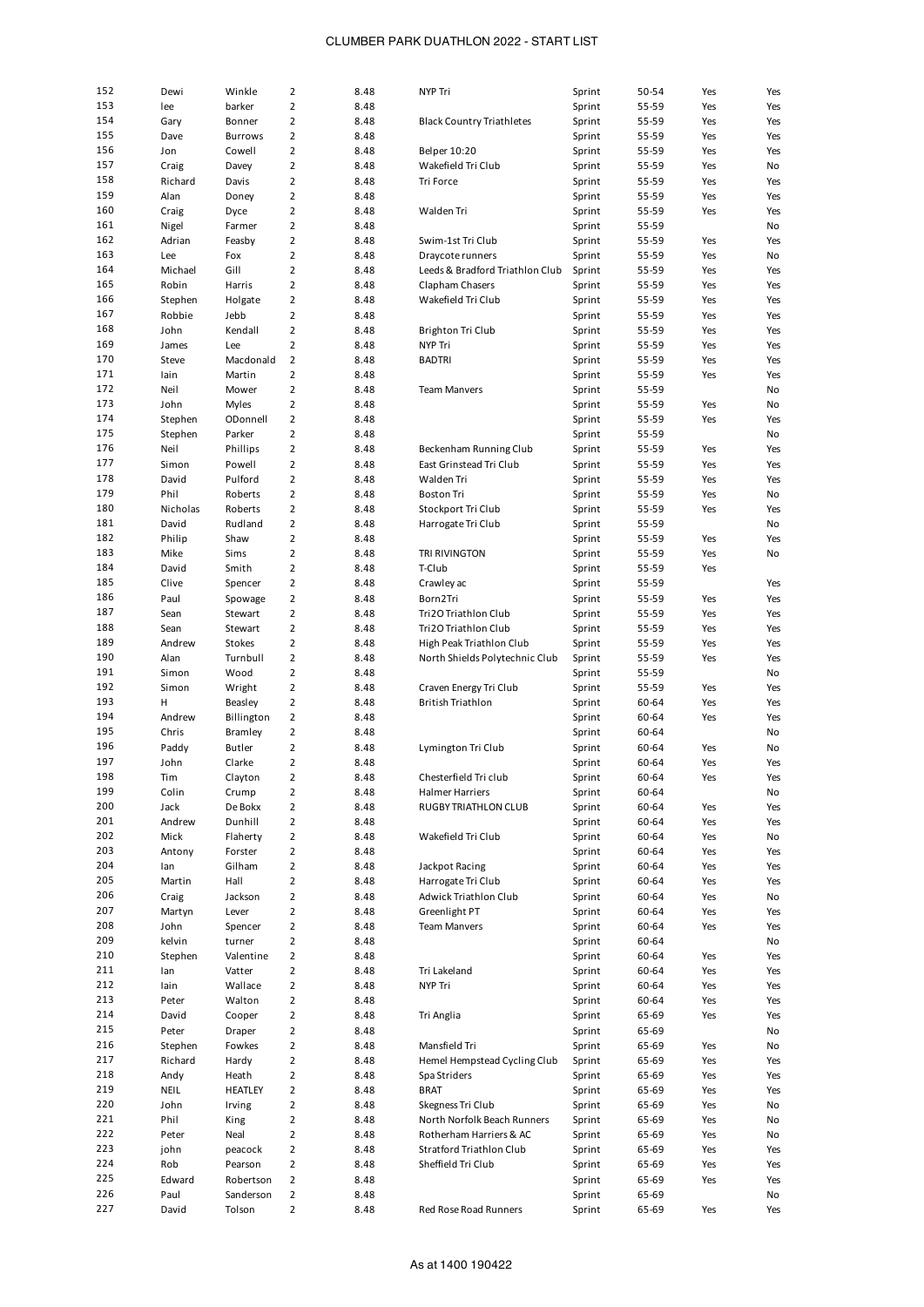# CLUMBER PARK DUATHLON 2022 - START LIST

| | | | | | | | | | |
|---|---|---|---|---|---|---|---|---|---|
| 152 | Dewi | Winkle | 2 | 8.48 | NYP Tri | Sprint | 50-54 | Yes | Yes |
| 153 | lee | barker | 2 | 8.48 | | Sprint | 55-59 | Yes | Yes |
| 154 | Gary | Bonner | 2 | 8.48 | Black Country Triathletes | Sprint | 55-59 | Yes | Yes |
| 155 | Dave | Burrows | 2 | 8.48 | | Sprint | 55-59 | Yes | Yes |
| 156 | Jon | Cowell | 2 | 8.48 | Belper 10:20 | Sprint | 55-59 | Yes | Yes |
| 157 | Craig | Davey | 2 | 8.48 | Wakefield Tri Club | Sprint | 55-59 | Yes | No |
| 158 | Richard | Davis | 2 | 8.48 | Tri Force | Sprint | 55-59 | Yes | Yes |
| 159 | Alan | Doney | 2 | 8.48 | | Sprint | 55-59 | Yes | Yes |
| 160 | Craig | Dyce | 2 | 8.48 | Walden Tri | Sprint | 55-59 | Yes | Yes |
| 161 | Nigel | Farmer | 2 | 8.48 | | Sprint | 55-59 | | No |
| 162 | Adrian | Feasby | 2 | 8.48 | Swim-1st Tri Club | Sprint | 55-59 | Yes | Yes |
| 163 | Lee | Fox | 2 | 8.48 | Draycote runners | Sprint | 55-59 | Yes | No |
| 164 | Michael | Gill | 2 | 8.48 | Leeds & Bradford Triathlon Club | Sprint | 55-59 | Yes | Yes |
| 165 | Robin | Harris | 2 | 8.48 | Clapham Chasers | Sprint | 55-59 | Yes | Yes |
| 166 | Stephen | Holgate | 2 | 8.48 | Wakefield Tri Club | Sprint | 55-59 | Yes | Yes |
| 167 | Robbie | Jebb | 2 | 8.48 | | Sprint | 55-59 | Yes | Yes |
| 168 | John | Kendall | 2 | 8.48 | Brighton Tri Club | Sprint | 55-59 | Yes | Yes |
| 169 | James | Lee | 2 | 8.48 | NYP Tri | Sprint | 55-59 | Yes | Yes |
| 170 | Steve | Macdonald | 2 | 8.48 | BADTRI | Sprint | 55-59 | Yes | Yes |
| 171 | Iain | Martin | 2 | 8.48 | | Sprint | 55-59 | Yes | Yes |
| 172 | Neil | Mower | 2 | 8.48 | Team Manvers | Sprint | 55-59 | | No |
| 173 | John | Myles | 2 | 8.48 | | Sprint | 55-59 | Yes | No |
| 174 | Stephen | ODonnell | 2 | 8.48 | | Sprint | 55-59 | Yes | Yes |
| 175 | Stephen | Parker | 2 | 8.48 | | Sprint | 55-59 | | No |
| 176 | Neil | Phillips | 2 | 8.48 | Beckenham Running Club | Sprint | 55-59 | Yes | Yes |
| 177 | Simon | Powell | 2 | 8.48 | East Grinstead Tri Club | Sprint | 55-59 | Yes | Yes |
| 178 | David | Pulford | 2 | 8.48 | Walden Tri | Sprint | 55-59 | Yes | Yes |
| 179 | Phil | Roberts | 2 | 8.48 | Boston Tri | Sprint | 55-59 | Yes | No |
| 180 | Nicholas | Roberts | 2 | 8.48 | Stockport Tri Club | Sprint | 55-59 | Yes | Yes |
| 181 | David | Rudland | 2 | 8.48 | Harrogate Tri Club | Sprint | 55-59 | | No |
| 182 | Philip | Shaw | 2 | 8.48 | | Sprint | 55-59 | Yes | Yes |
| 183 | Mike | Sims | 2 | 8.48 | TRI RIVINGTON | Sprint | 55-59 | Yes | No |
| 184 | David | Smith | 2 | 8.48 | T-Club | Sprint | 55-59 | Yes | |
| 185 | Clive | Spencer | 2 | 8.48 | Crawley ac | Sprint | 55-59 | | Yes |
| 186 | Paul | Spowage | 2 | 8.48 | Born2Tri | Sprint | 55-59 | Yes | Yes |
| 187 | Sean | Stewart | 2 | 8.48 | Tri2O Triathlon Club | Sprint | 55-59 | Yes | Yes |
| 188 | Sean | Stewart | 2 | 8.48 | Tri2O Triathlon Club | Sprint | 55-59 | Yes | Yes |
| 189 | Andrew | Stokes | 2 | 8.48 | High Peak Triathlon Club | Sprint | 55-59 | Yes | Yes |
| 190 | Alan | Turnbull | 2 | 8.48 | North Shields Polytechnic Club | Sprint | 55-59 | Yes | Yes |
| 191 | Simon | Wood | 2 | 8.48 | | Sprint | 55-59 | | No |
| 192 | Simon | Wright | 2 | 8.48 | Craven Energy Tri Club | Sprint | 55-59 | Yes | Yes |
| 193 | H | Beasley | 2 | 8.48 | British Triathlon | Sprint | 60-64 | Yes | Yes |
| 194 | Andrew | Billington | 2 | 8.48 | | Sprint | 60-64 | Yes | Yes |
| 195 | Chris | Bramley | 2 | 8.48 | | Sprint | 60-64 | | No |
| 196 | Paddy | Butler | 2 | 8.48 | Lymington Tri Club | Sprint | 60-64 | Yes | No |
| 197 | John | Clarke | 2 | 8.48 | | Sprint | 60-64 | Yes | Yes |
| 198 | Tim | Clayton | 2 | 8.48 | Chesterfield Tri club | Sprint | 60-64 | Yes | Yes |
| 199 | Colin | Crump | 2 | 8.48 | Halmer Harriers | Sprint | 60-64 | | No |
| 200 | Jack | De Bokx | 2 | 8.48 | RUGBY TRIATHLON CLUB | Sprint | 60-64 | Yes | Yes |
| 201 | Andrew | Dunhill | 2 | 8.48 | | Sprint | 60-64 | Yes | Yes |
| 202 | Mick | Flaherty | 2 | 8.48 | Wakefield Tri Club | Sprint | 60-64 | Yes | No |
| 203 | Antony | Forster | 2 | 8.48 | | Sprint | 60-64 | Yes | Yes |
| 204 | Ian | Gilham | 2 | 8.48 | Jackpot Racing | Sprint | 60-64 | Yes | Yes |
| 205 | Martin | Hall | 2 | 8.48 | Harrogate Tri Club | Sprint | 60-64 | Yes | Yes |
| 206 | Craig | Jackson | 2 | 8.48 | Adwick Triathlon Club | Sprint | 60-64 | Yes | No |
| 207 | Martyn | Lever | 2 | 8.48 | Greenlight PT | Sprint | 60-64 | Yes | Yes |
| 208 | John | Spencer | 2 | 8.48 | Team Manvers | Sprint | 60-64 | Yes | Yes |
| 209 | kelvin | turner | 2 | 8.48 | | Sprint | 60-64 | | No |
| 210 | Stephen | Valentine | 2 | 8.48 | | Sprint | 60-64 | Yes | Yes |
| 211 | Ian | Vatter | 2 | 8.48 | Tri Lakeland | Sprint | 60-64 | Yes | Yes |
| 212 | Iain | Wallace | 2 | 8.48 | NYP Tri | Sprint | 60-64 | Yes | Yes |
| 213 | Peter | Walton | 2 | 8.48 | | Sprint | 60-64 | Yes | Yes |
| 214 | David | Cooper | 2 | 8.48 | Tri Anglia | Sprint | 65-69 | Yes | Yes |
| 215 | Peter | Draper | 2 | 8.48 | | Sprint | 65-69 | | No |
| 216 | Stephen | Fowkes | 2 | 8.48 | Mansfield Tri | Sprint | 65-69 | Yes | No |
| 217 | Richard | Hardy | 2 | 8.48 | Hemel Hempstead Cycling Club | Sprint | 65-69 | Yes | Yes |
| 218 | Andy | Heath | 2 | 8.48 | Spa Striders | Sprint | 65-69 | Yes | Yes |
| 219 | NEIL | HEATLEY | 2 | 8.48 | BRAT | Sprint | 65-69 | Yes | Yes |
| 220 | John | Irving | 2 | 8.48 | Skegness Tri Club | Sprint | 65-69 | Yes | No |
| 221 | Phil | King | 2 | 8.48 | North Norfolk Beach Runners | Sprint | 65-69 | Yes | No |
| 222 | Peter | Neal | 2 | 8.48 | Rotherham Harriers & AC | Sprint | 65-69 | Yes | No |
| 223 | john | peacock | 2 | 8.48 | Stratford Triathlon Club | Sprint | 65-69 | Yes | Yes |
| 224 | Rob | Pearson | 2 | 8.48 | Sheffield Tri Club | Sprint | 65-69 | Yes | Yes |
| 225 | Edward | Robertson | 2 | 8.48 | | Sprint | 65-69 | Yes | Yes |
| 226 | Paul | Sanderson | 2 | 8.48 | | Sprint | 65-69 | | No |
| 227 | David | Tolson | 2 | 8.48 | Red Rose Road Runners | Sprint | 65-69 | Yes | Yes |

As at 1400 190422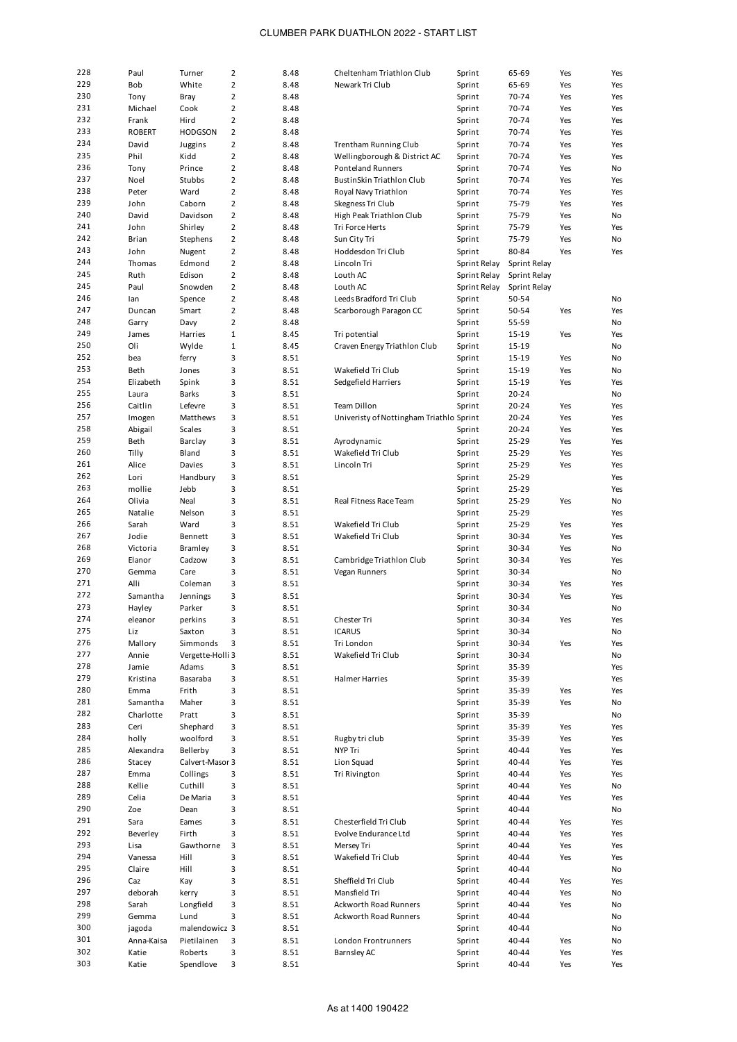# CLUMBER PARK DUATHLON 2022 - START LIST

| | | | | | | | | | |
|---|---|---|---|---|---|---|---|---|---|
| 228 | Paul | Turner | 2 | 8.48 | Cheltenham Triathlon Club | Sprint | 65-69 | Yes | Yes |
| 229 | Bob | White | 2 | 8.48 | Newark Tri Club | Sprint | 65-69 | Yes | Yes |
| 230 | Tony | Bray | 2 | 8.48 | | Sprint | 70-74 | Yes | Yes |
| 231 | Michael | Cook | 2 | 8.48 | | Sprint | 70-74 | Yes | Yes |
| 232 | Frank | Hird | 2 | 8.48 | | Sprint | 70-74 | Yes | Yes |
| 233 | ROBERT | HODGSON | 2 | 8.48 | | Sprint | 70-74 | Yes | Yes |
| 234 | David | Juggins | 2 | 8.48 | Trentham Running Club | Sprint | 70-74 | Yes | Yes |
| 235 | Phil | Kidd | 2 | 8.48 | Wellingborough & District AC | Sprint | 70-74 | Yes | Yes |
| 236 | Tony | Prince | 2 | 8.48 | Ponteland Runners | Sprint | 70-74 | Yes | No |
| 237 | Noel | Stubbs | 2 | 8.48 | BustinSkin Triathlon Club | Sprint | 70-74 | Yes | Yes |
| 238 | Peter | Ward | 2 | 8.48 | Royal Navy Triathlon | Sprint | 70-74 | Yes | Yes |
| 239 | John | Caborn | 2 | 8.48 | Skegness Tri Club | Sprint | 75-79 | Yes | Yes |
| 240 | David | Davidson | 2 | 8.48 | High Peak Triathlon Club | Sprint | 75-79 | Yes | No |
| 241 | John | Shirley | 2 | 8.48 | Tri Force Herts | Sprint | 75-79 | Yes | Yes |
| 242 | Brian | Stephens | 2 | 8.48 | Sun City Tri | Sprint | 75-79 | Yes | No |
| 243 | John | Nugent | 2 | 8.48 | Hoddesdon Tri Club | Sprint | 80-84 | Yes | Yes |
| 244 | Thomas | Edmond | 2 | 8.48 | Lincoln Tri | Sprint Relay | Sprint Relay | | |
| 245 | Ruth | Edison | 2 | 8.48 | Louth AC | Sprint Relay | Sprint Relay | | |
| 245 | Paul | Snowden | 2 | 8.48 | Louth AC | Sprint Relay | Sprint Relay | | |
| 246 | Ian | Spence | 2 | 8.48 | Leeds Bradford Tri Club | Sprint | 50-54 | | No |
| 247 | Duncan | Smart | 2 | 8.48 | Scarborough Paragon CC | Sprint | 50-54 | Yes | Yes |
| 248 | Garry | Davy | 2 | 8.48 | | Sprint | 55-59 | | No |
| 249 | James | Harries | 1 | 8.45 | Tri potential | Sprint | 15-19 | Yes | Yes |
| 250 | Oli | Wylde | 1 | 8.45 | Craven Energy Triathlon Club | Sprint | 15-19 | | No |
| 252 | bea | ferry | 3 | 8.51 | | Sprint | 15-19 | Yes | No |
| 253 | Beth | Jones | 3 | 8.51 | Wakefield Tri Club | Sprint | 15-19 | Yes | No |
| 254 | Elizabeth | Spink | 3 | 8.51 | Sedgefield Harriers | Sprint | 15-19 | Yes | Yes |
| 255 | Laura | Barks | 3 | 8.51 | | Sprint | 20-24 | | No |
| 256 | Caitlin | Lefevre | 3 | 8.51 | Team Dillon | Sprint | 20-24 | Yes | Yes |
| 257 | Imogen | Matthews | 3 | 8.51 | Univeristy of Nottingham Triathlo | Sprint | 20-24 | Yes | Yes |
| 258 | Abigail | Scales | 3 | 8.51 | | Sprint | 20-24 | Yes | Yes |
| 259 | Beth | Barclay | 3 | 8.51 | Ayrodynamic | Sprint | 25-29 | Yes | Yes |
| 260 | Tilly | Bland | 3 | 8.51 | Wakefield Tri Club | Sprint | 25-29 | Yes | Yes |
| 261 | Alice | Davies | 3 | 8.51 | Lincoln Tri | Sprint | 25-29 | Yes | Yes |
| 262 | Lori | Handbury | 3 | 8.51 | | Sprint | 25-29 | | Yes |
| 263 | mollie | Jebb | 3 | 8.51 | | Sprint | 25-29 | | Yes |
| 264 | Olivia | Neal | 3 | 8.51 | Real Fitness Race Team | Sprint | 25-29 | Yes | No |
| 265 | Natalie | Nelson | 3 | 8.51 | | Sprint | 25-29 | | Yes |
| 266 | Sarah | Ward | 3 | 8.51 | Wakefield Tri Club | Sprint | 25-29 | Yes | Yes |
| 267 | Jodie | Bennett | 3 | 8.51 | Wakefield Tri Club | Sprint | 30-34 | Yes | Yes |
| 268 | Victoria | Bramley | 3 | 8.51 | | Sprint | 30-34 | Yes | No |
| 269 | Elanor | Cadzow | 3 | 8.51 | Cambridge Triathlon Club | Sprint | 30-34 | Yes | Yes |
| 270 | Gemma | Care | 3 | 8.51 | Vegan Runners | Sprint | 30-34 | | No |
| 271 | Alli | Coleman | 3 | 8.51 | | Sprint | 30-34 | Yes | Yes |
| 272 | Samantha | Jennings | 3 | 8.51 | | Sprint | 30-34 | Yes | Yes |
| 273 | Hayley | Parker | 3 | 8.51 | | Sprint | 30-34 | | No |
| 274 | eleanor | perkins | 3 | 8.51 | Chester Tri | Sprint | 30-34 | Yes | Yes |
| 275 | Liz | Saxton | 3 | 8.51 | ICARUS | Sprint | 30-34 | | No |
| 276 | Mallory | Simmonds | 3 | 8.51 | Tri London | Sprint | 30-34 | Yes | Yes |
| 277 | Annie | Vergette-Holli | 3 | 8.51 | Wakefield Tri Club | Sprint | 30-34 | | No |
| 278 | Jamie | Adams | 3 | 8.51 | | Sprint | 35-39 | | Yes |
| 279 | Kristina | Basaraba | 3 | 8.51 | Halmer Harries | Sprint | 35-39 | | Yes |
| 280 | Emma | Frith | 3 | 8.51 | | Sprint | 35-39 | Yes | Yes |
| 281 | Samantha | Maher | 3 | 8.51 | | Sprint | 35-39 | Yes | No |
| 282 | Charlotte | Pratt | 3 | 8.51 | | Sprint | 35-39 | | No |
| 283 | Ceri | Shephard | 3 | 8.51 | | Sprint | 35-39 | Yes | Yes |
| 284 | holly | woolford | 3 | 8.51 | Rugby tri club | Sprint | 35-39 | Yes | Yes |
| 285 | Alexandra | Bellerby | 3 | 8.51 | NYP Tri | Sprint | 40-44 | Yes | Yes |
| 286 | Stacey | Calvert-Masor | 3 | 8.51 | Lion Squad | Sprint | 40-44 | Yes | Yes |
| 287 | Emma | Collings | 3 | 8.51 | Tri Rivington | Sprint | 40-44 | Yes | Yes |
| 288 | Kellie | Cuthill | 3 | 8.51 | | Sprint | 40-44 | Yes | No |
| 289 | Celia | De Maria | 3 | 8.51 | | Sprint | 40-44 | Yes | Yes |
| 290 | Zoe | Dean | 3 | 8.51 | | Sprint | 40-44 | | No |
| 291 | Sara | Eames | 3 | 8.51 | Chesterfield Tri Club | Sprint | 40-44 | Yes | Yes |
| 292 | Beverley | Firth | 3 | 8.51 | Evolve Endurance Ltd | Sprint | 40-44 | Yes | Yes |
| 293 | Lisa | Gawthorne | 3 | 8.51 | Mersey Tri | Sprint | 40-44 | Yes | Yes |
| 294 | Vanessa | Hill | 3 | 8.51 | Wakefield Tri Club | Sprint | 40-44 | Yes | Yes |
| 295 | Claire | Hill | 3 | 8.51 | | Sprint | 40-44 | | No |
| 296 | Caz | Kay | 3 | 8.51 | Sheffield Tri Club | Sprint | 40-44 | Yes | Yes |
| 297 | deborah | kerry | 3 | 8.51 | Mansfield Tri | Sprint | 40-44 | Yes | No |
| 298 | Sarah | Longfield | 3 | 8.51 | Ackworth Road Runners | Sprint | 40-44 | Yes | No |
| 299 | Gemma | Lund | 3 | 8.51 | Ackworth Road Runners | Sprint | 40-44 | | No |
| 300 | jagoda | malendowicz | 3 | 8.51 | | Sprint | 40-44 | | No |
| 301 | Anna-Kaisa | Pietilainen | 3 | 8.51 | London Frontrunners | Sprint | 40-44 | Yes | No |
| 302 | Katie | Roberts | 3 | 8.51 | Barnsley AC | Sprint | 40-44 | Yes | Yes |
| 303 | Katie | Spendlove | 3 | 8.51 | | Sprint | 40-44 | Yes | Yes |

As at 1400 190422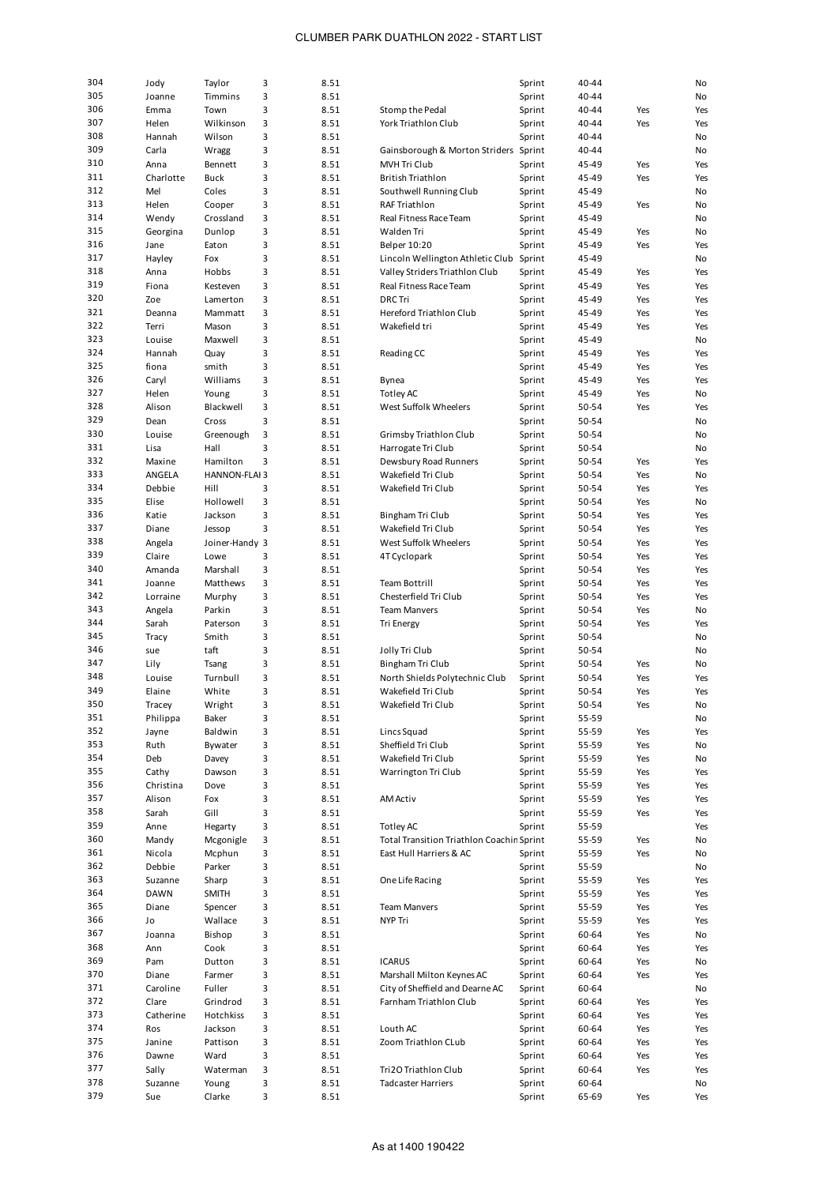| | | | | | | | | | |
|---|---|---|---|---|---|---|---|---|---|
| 304 | Jody | Taylor | 3 | 8.51 | | Sprint | 40-44 | | No |
| 305 | Joanne | Timmins | 3 | 8.51 | | Sprint | 40-44 | | No |
| 306 | Emma | Town | 3 | 8.51 | Stomp the Pedal | Sprint | 40-44 | Yes | Yes |
| 307 | Helen | Wilkinson | 3 | 8.51 | York Triathlon Club | Sprint | 40-44 | Yes | Yes |
| 308 | Hannah | Wilson | 3 | 8.51 | | Sprint | 40-44 | | No |
| 309 | Carla | Wragg | 3 | 8.51 | Gainsborough & Morton Striders | Sprint | 40-44 | | No |
| 310 | Anna | Bennett | 3 | 8.51 | MVH Tri Club | Sprint | 45-49 | Yes | Yes |
| 311 | Charlotte | Buck | 3 | 8.51 | British Triathlon | Sprint | 45-49 | Yes | Yes |
| 312 | Mel | Coles | 3 | 8.51 | Southwell Running Club | Sprint | 45-49 | | No |
| 313 | Helen | Cooper | 3 | 8.51 | RAF Triathlon | Sprint | 45-49 | Yes | No |
| 314 | Wendy | Crossland | 3 | 8.51 | Real Fitness Race Team | Sprint | 45-49 | | No |
| 315 | Georgina | Dunlop | 3 | 8.51 | Walden Tri | Sprint | 45-49 | Yes | No |
| 316 | Jane | Eaton | 3 | 8.51 | Belper 10:20 | Sprint | 45-49 | Yes | Yes |
| 317 | Hayley | Fox | 3 | 8.51 | Lincoln Wellington Athletic Club | Sprint | 45-49 | | No |
| 318 | Anna | Hobbs | 3 | 8.51 | Valley Striders Triathlon Club | Sprint | 45-49 | Yes | Yes |
| 319 | Fiona | Kesteven | 3 | 8.51 | Real Fitness Race Team | Sprint | 45-49 | Yes | Yes |
| 320 | Zoe | Lamerton | 3 | 8.51 | DRC Tri | Sprint | 45-49 | Yes | Yes |
| 321 | Deanna | Mammatt | 3 | 8.51 | Hereford Triathlon Club | Sprint | 45-49 | Yes | Yes |
| 322 | Terri | Mason | 3 | 8.51 | Wakefield tri | Sprint | 45-49 | Yes | Yes |
| 323 | Louise | Maxwell | 3 | 8.51 | | Sprint | 45-49 | | No |
| 324 | Hannah | Quay | 3 | 8.51 | Reading CC | Sprint | 45-49 | Yes | Yes |
| 325 | fiona | smith | 3 | 8.51 | | Sprint | 45-49 | Yes | Yes |
| 326 | Caryl | Williams | 3 | 8.51 | Bynea | Sprint | 45-49 | Yes | Yes |
| 327 | Helen | Young | 3 | 8.51 | Totley AC | Sprint | 45-49 | Yes | No |
| 328 | Alison | Blackwell | 3 | 8.51 | West Suffolk Wheelers | Sprint | 50-54 | Yes | Yes |
| 329 | Dean | Cross | 3 | 8.51 | | Sprint | 50-54 | | No |
| 330 | Louise | Greenough | 3 | 8.51 | Grimsby Triathlon Club | Sprint | 50-54 | | No |
| 331 | Lisa | Hall | 3 | 8.51 | Harrogate Tri Club | Sprint | 50-54 | | No |
| 332 | Maxine | Hamilton | 3 | 8.51 | Dewsbury Road Runners | Sprint | 50-54 | Yes | Yes |
| 333 | ANGELA | HANNON-FLAI | 3 | 8.51 | Wakefield Tri Club | Sprint | 50-54 | Yes | No |
| 334 | Debbie | Hill | 3 | 8.51 | Wakefield Tri Club | Sprint | 50-54 | Yes | Yes |
| 335 | Elise | Hollowell | 3 | 8.51 | | Sprint | 50-54 | Yes | No |
| 336 | Katie | Jackson | 3 | 8.51 | Bingham Tri Club | Sprint | 50-54 | Yes | Yes |
| 337 | Diane | Jessop | 3 | 8.51 | Wakefield Tri Club | Sprint | 50-54 | Yes | Yes |
| 338 | Angela | Joiner-Handy | 3 | 8.51 | West Suffolk Wheelers | Sprint | 50-54 | Yes | Yes |
| 339 | Claire | Lowe | 3 | 8.51 | 4T Cyclopark | Sprint | 50-54 | Yes | Yes |
| 340 | Amanda | Marshall | 3 | 8.51 | | Sprint | 50-54 | Yes | Yes |
| 341 | Joanne | Matthews | 3 | 8.51 | Team Bottrill | Sprint | 50-54 | Yes | Yes |
| 342 | Lorraine | Murphy | 3 | 8.51 | Chesterfield Tri Club | Sprint | 50-54 | Yes | Yes |
| 343 | Angela | Parkin | 3 | 8.51 | Team Manvers | Sprint | 50-54 | Yes | No |
| 344 | Sarah | Paterson | 3 | 8.51 | Tri Energy | Sprint | 50-54 | Yes | Yes |
| 345 | Tracy | Smith | 3 | 8.51 | | Sprint | 50-54 | | No |
| 346 | sue | taft | 3 | 8.51 | Jolly Tri Club | Sprint | 50-54 | | No |
| 347 | Lily | Tsang | 3 | 8.51 | Bingham Tri Club | Sprint | 50-54 | Yes | No |
| 348 | Louise | Turnbull | 3 | 8.51 | North Shields Polytechnic Club | Sprint | 50-54 | Yes | Yes |
| 349 | Elaine | White | 3 | 8.51 | Wakefield Tri Club | Sprint | 50-54 | Yes | Yes |
| 350 | Tracey | Wright | 3 | 8.51 | Wakefield Tri Club | Sprint | 50-54 | Yes | No |
| 351 | Philippa | Baker | 3 | 8.51 | | Sprint | 55-59 | | No |
| 352 | Jayne | Baldwin | 3 | 8.51 | Lincs Squad | Sprint | 55-59 | Yes | Yes |
| 353 | Ruth | Bywater | 3 | 8.51 | Sheffield Tri Club | Sprint | 55-59 | Yes | No |
| 354 | Deb | Davey | 3 | 8.51 | Wakefield Tri Club | Sprint | 55-59 | Yes | No |
| 355 | Cathy | Dawson | 3 | 8.51 | Warrington Tri Club | Sprint | 55-59 | Yes | Yes |
| 356 | Christina | Dove | 3 | 8.51 | | Sprint | 55-59 | Yes | Yes |
| 357 | Alison | Fox | 3 | 8.51 | AM Activ | Sprint | 55-59 | Yes | Yes |
| 358 | Sarah | Gill | 3 | 8.51 | | Sprint | 55-59 | Yes | Yes |
| 359 | Anne | Hegarty | 3 | 8.51 | Totley AC | Sprint | 55-59 | | Yes |
| 360 | Mandy | Mcgonigle | 3 | 8.51 | Total Transition Triathlon Coachin | Sprint | 55-59 | Yes | No |
| 361 | Nicola | Mcphun | 3 | 8.51 | East Hull Harriers & AC | Sprint | 55-59 | Yes | No |
| 362 | Debbie | Parker | 3 | 8.51 | | Sprint | 55-59 | | No |
| 363 | Suzanne | Sharp | 3 | 8.51 | One Life Racing | Sprint | 55-59 | Yes | Yes |
| 364 | DAWN | SMITH | 3 | 8.51 | | Sprint | 55-59 | Yes | Yes |
| 365 | Diane | Spencer | 3 | 8.51 | Team Manvers | Sprint | 55-59 | Yes | Yes |
| 366 | Jo | Wallace | 3 | 8.51 | NYP Tri | Sprint | 55-59 | Yes | Yes |
| 367 | Joanna | Bishop | 3 | 8.51 | | Sprint | 60-64 | Yes | No |
| 368 | Ann | Cook | 3 | 8.51 | | Sprint | 60-64 | Yes | Yes |
| 369 | Pam | Dutton | 3 | 8.51 | ICARUS | Sprint | 60-64 | Yes | No |
| 370 | Diane | Farmer | 3 | 8.51 | Marshall Milton Keynes AC | Sprint | 60-64 | Yes | Yes |
| 371 | Caroline | Fuller | 3 | 8.51 | City of Sheffield and Dearne AC | Sprint | 60-64 | | No |
| 372 | Clare | Grindrod | 3 | 8.51 | Farnham Triathlon Club | Sprint | 60-64 | Yes | Yes |
| 373 | Catherine | Hotchkiss | 3 | 8.51 | | Sprint | 60-64 | Yes | Yes |
| 374 | Ros | Jackson | 3 | 8.51 | Louth AC | Sprint | 60-64 | Yes | Yes |
| 375 | Janine | Pattison | 3 | 8.51 | Zoom Triathlon CLub | Sprint | 60-64 | Yes | Yes |
| 376 | Dawne | Ward | 3 | 8.51 | | Sprint | 60-64 | Yes | Yes |
| 377 | Sally | Waterman | 3 | 8.51 | Tri2O Triathlon Club | Sprint | 60-64 | Yes | Yes |
| 378 | Suzanne | Young | 3 | 8.51 | Tadcaster Harriers | Sprint | 60-64 | | No |
| 379 | Sue | Clarke | 3 | 8.51 | | Sprint | 65-69 | Yes | Yes |

As at 1400 190422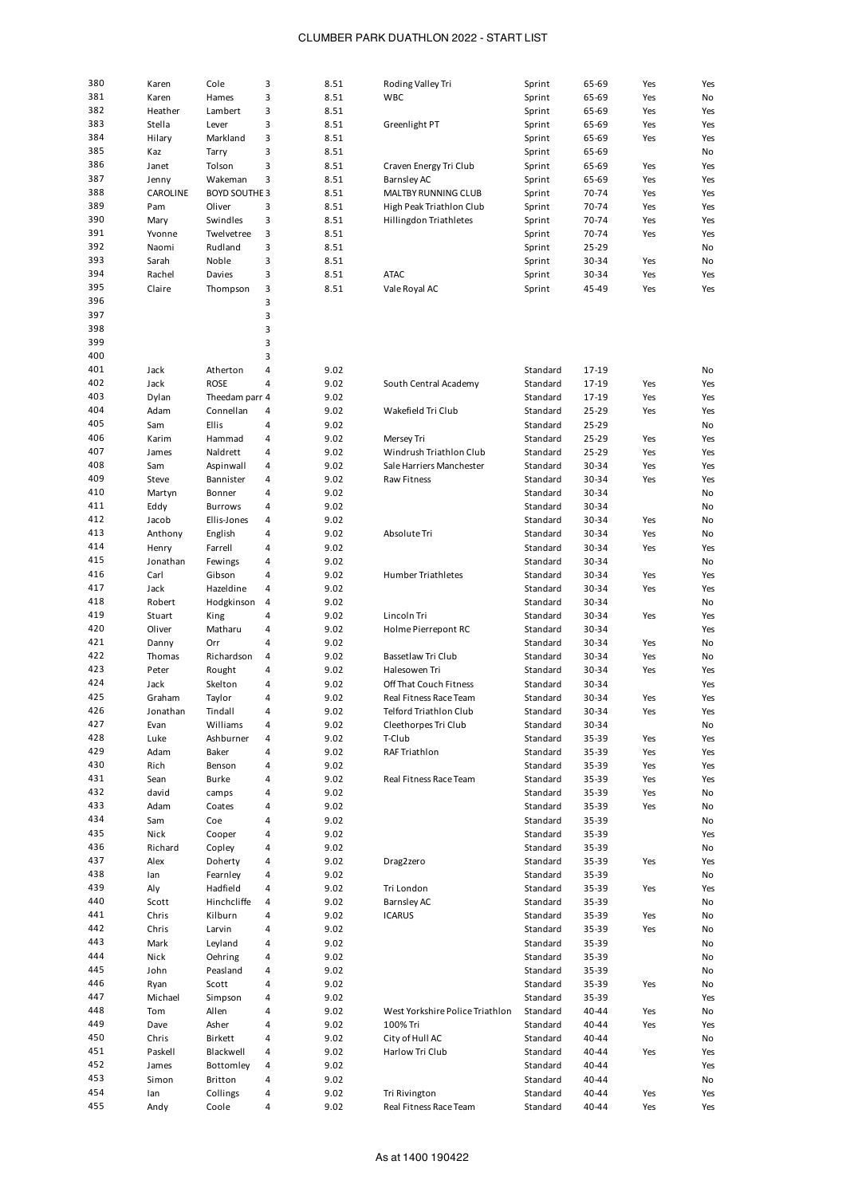# CLUMBER PARK DUATHLON 2022 - START LIST

| | | | | | | | | | |
|---|---|---|---|---|---|---|---|---|---|
| 380 | Karen | Cole | 3 | 8.51 | Roding Valley Tri | Sprint | 65-69 | Yes | Yes |
| 381 | Karen | Hames | 3 | 8.51 | WBC | Sprint | 65-69 | Yes | No |
| 382 | Heather | Lambert | 3 | 8.51 | | Sprint | 65-69 | Yes | Yes |
| 383 | Stella | Lever | 3 | 8.51 | Greenlight PT | Sprint | 65-69 | Yes | Yes |
| 384 | Hilary | Markland | 3 | 8.51 | | Sprint | 65-69 | Yes | Yes |
| 385 | Kaz | Tarry | 3 | 8.51 | | Sprint | 65-69 | | No |
| 386 | Janet | Tolson | 3 | 8.51 | Craven Energy Tri Club | Sprint | 65-69 | Yes | Yes |
| 387 | Jenny | Wakeman | 3 | 8.51 | Barnsley AC | Sprint | 65-69 | Yes | Yes |
| 388 | CAROLINE | BOYD SOUTHE | 3 | 8.51 | MALTBY RUNNING CLUB | Sprint | 70-74 | Yes | Yes |
| 389 | Pam | Oliver | 3 | 8.51 | High Peak Triathlon Club | Sprint | 70-74 | Yes | Yes |
| 390 | Mary | Swindles | 3 | 8.51 | Hillingdon Triathletes | Sprint | 70-74 | Yes | Yes |
| 391 | Yvonne | Twelvetree | 3 | 8.51 | | Sprint | 70-74 | Yes | Yes |
| 392 | Naomi | Rudland | 3 | 8.51 | | Sprint | 25-29 | | No |
| 393 | Sarah | Noble | 3 | 8.51 | | Sprint | 30-34 | Yes | No |
| 394 | Rachel | Davies | 3 | 8.51 | ATAC | Sprint | 30-34 | Yes | Yes |
| 395 | Claire | Thompson | 3 | 8.51 | Vale Royal AC | Sprint | 45-49 | Yes | Yes |
| 396 | | | 3 | | | | | | |
| 397 | | | 3 | | | | | | |
| 398 | | | 3 | | | | | | |
| 399 | | | 3 | | | | | | |
| 400 | | | 3 | | | | | | |
| 401 | Jack | Atherton | 4 | 9.02 | | Standard | 17-19 | | No |
| 402 | Jack | ROSE | 4 | 9.02 | South Central Academy | Standard | 17-19 | Yes | Yes |
| 403 | Dylan | Theedam parr | 4 | 9.02 | | Standard | 17-19 | Yes | Yes |
| 404 | Adam | Connellan | 4 | 9.02 | Wakefield Tri Club | Standard | 25-29 | Yes | Yes |
| 405 | Sam | Ellis | 4 | 9.02 | | Standard | 25-29 | | No |
| 406 | Karim | Hammad | 4 | 9.02 | Mersey Tri | Standard | 25-29 | Yes | Yes |
| 407 | James | Naldrett | 4 | 9.02 | Windrush Triathlon Club | Standard | 25-29 | Yes | Yes |
| 408 | Sam | Aspinwall | 4 | 9.02 | Sale Harriers Manchester | Standard | 30-34 | Yes | Yes |
| 409 | Steve | Bannister | 4 | 9.02 | Raw Fitness | Standard | 30-34 | Yes | Yes |
| 410 | Martyn | Bonner | 4 | 9.02 | | Standard | 30-34 | | No |
| 411 | Eddy | Burrows | 4 | 9.02 | | Standard | 30-34 | | No |
| 412 | Jacob | Ellis-Jones | 4 | 9.02 | | Standard | 30-34 | Yes | No |
| 413 | Anthony | English | 4 | 9.02 | Absolute Tri | Standard | 30-34 | Yes | No |
| 414 | Henry | Farrell | 4 | 9.02 | | Standard | 30-34 | Yes | Yes |
| 415 | Jonathan | Fewings | 4 | 9.02 | | Standard | 30-34 | | No |
| 416 | Carl | Gibson | 4 | 9.02 | Humber Triathletes | Standard | 30-34 | Yes | Yes |
| 417 | Jack | Hazeldine | 4 | 9.02 | | Standard | 30-34 | Yes | Yes |
| 418 | Robert | Hodgkinson | 4 | 9.02 | | Standard | 30-34 | | No |
| 419 | Stuart | King | 4 | 9.02 | Lincoln Tri | Standard | 30-34 | Yes | Yes |
| 420 | Oliver | Matharu | 4 | 9.02 | Holme Pierrepont RC | Standard | 30-34 | | Yes |
| 421 | Danny | Orr | 4 | 9.02 | | Standard | 30-34 | Yes | No |
| 422 | Thomas | Richardson | 4 | 9.02 | Bassetlaw Tri Club | Standard | 30-34 | Yes | No |
| 423 | Peter | Rought | 4 | 9.02 | Halesowen Tri | Standard | 30-34 | Yes | Yes |
| 424 | Jack | Skelton | 4 | 9.02 | Off That Couch Fitness | Standard | 30-34 | | Yes |
| 425 | Graham | Taylor | 4 | 9.02 | Real Fitness Race Team | Standard | 30-34 | Yes | Yes |
| 426 | Jonathan | Tindall | 4 | 9.02 | Telford Triathlon Club | Standard | 30-34 | Yes | Yes |
| 427 | Evan | Williams | 4 | 9.02 | Cleethorpes Tri Club | Standard | 30-34 | | No |
| 428 | Luke | Ashburner | 4 | 9.02 | T-Club | Standard | 35-39 | Yes | Yes |
| 429 | Adam | Baker | 4 | 9.02 | RAF Triathlon | Standard | 35-39 | Yes | Yes |
| 430 | Rich | Benson | 4 | 9.02 | | Standard | 35-39 | Yes | Yes |
| 431 | Sean | Burke | 4 | 9.02 | Real Fitness Race Team | Standard | 35-39 | Yes | Yes |
| 432 | david | camps | 4 | 9.02 | | Standard | 35-39 | Yes | No |
| 433 | Adam | Coates | 4 | 9.02 | | Standard | 35-39 | Yes | No |
| 434 | Sam | Coe | 4 | 9.02 | | Standard | 35-39 | | No |
| 435 | Nick | Cooper | 4 | 9.02 | | Standard | 35-39 | | Yes |
| 436 | Richard | Copley | 4 | 9.02 | | Standard | 35-39 | | No |
| 437 | Alex | Doherty | 4 | 9.02 | Drag2zero | Standard | 35-39 | Yes | Yes |
| 438 | Ian | Fearnley | 4 | 9.02 | | Standard | 35-39 | | No |
| 439 | Aly | Hadfield | 4 | 9.02 | Tri London | Standard | 35-39 | Yes | Yes |
| 440 | Scott | Hinchcliffe | 4 | 9.02 | Barnsley AC | Standard | 35-39 | | No |
| 441 | Chris | Kilburn | 4 | 9.02 | ICARUS | Standard | 35-39 | Yes | No |
| 442 | Chris | Larvin | 4 | 9.02 | | Standard | 35-39 | Yes | No |
| 443 | Mark | Leyland | 4 | 9.02 | | Standard | 35-39 | | No |
| 444 | Nick | Oehring | 4 | 9.02 | | Standard | 35-39 | | No |
| 445 | John | Peasland | 4 | 9.02 | | Standard | 35-39 | | No |
| 446 | Ryan | Scott | 4 | 9.02 | | Standard | 35-39 | Yes | No |
| 447 | Michael | Simpson | 4 | 9.02 | | Standard | 35-39 | | Yes |
| 448 | Tom | Allen | 4 | 9.02 | West Yorkshire Police Triathlon | Standard | 40-44 | Yes | No |
| 449 | Dave | Asher | 4 | 9.02 | 100% Tri | Standard | 40-44 | Yes | Yes |
| 450 | Chris | Birkett | 4 | 9.02 | City of Hull AC | Standard | 40-44 | | No |
| 451 | Paskell | Blackwell | 4 | 9.02 | Harlow Tri Club | Standard | 40-44 | Yes | Yes |
| 452 | James | Bottomley | 4 | 9.02 | | Standard | 40-44 | | Yes |
| 453 | Simon | Britton | 4 | 9.02 | | Standard | 40-44 | | No |
| 454 | Ian | Collings | 4 | 9.02 | Tri Rivington | Standard | 40-44 | Yes | Yes |
| 455 | Andy | Coole | 4 | 9.02 | Real Fitness Race Team | Standard | 40-44 | Yes | Yes |

As at 1400 190422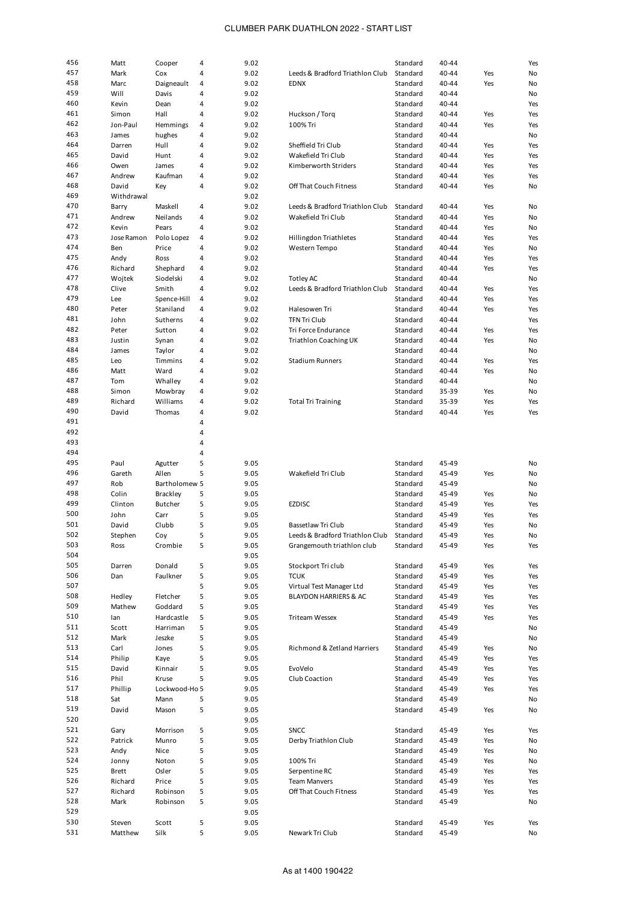# CLUMBER PARK DUATHLON 2022 - START LIST

| | | | | | | | | | |
|---|---|---|---|---|---|---|---|---|---|
| 456 | Matt | Cooper | 4 | 9.02 | | Standard | 40-44 | | Yes |
| 457 | Mark | Cox | 4 | 9.02 | Leeds & Bradford Triathlon Club | Standard | 40-44 | Yes | No |
| 458 | Marc | Daigneault | 4 | 9.02 | EDNX | Standard | 40-44 | Yes | No |
| 459 | Will | Davis | 4 | 9.02 | | Standard | 40-44 | | No |
| 460 | Kevin | Dean | 4 | 9.02 | | Standard | 40-44 | | Yes |
| 461 | Simon | Hall | 4 | 9.02 | Huckson / Torq | Standard | 40-44 | Yes | Yes |
| 462 | Jon-Paul | Hemmings | 4 | 9.02 | 100% Tri | Standard | 40-44 | Yes | Yes |
| 463 | James | hughes | 4 | 9.02 | | Standard | 40-44 | | No |
| 464 | Darren | Hull | 4 | 9.02 | Sheffield Tri Club | Standard | 40-44 | Yes | Yes |
| 465 | David | Hunt | 4 | 9.02 | Wakefield Tri Club | Standard | 40-44 | Yes | Yes |
| 466 | Owen | James | 4 | 9.02 | Kimberworth Striders | Standard | 40-44 | Yes | Yes |
| 467 | Andrew | Kaufman | 4 | 9.02 | | Standard | 40-44 | Yes | Yes |
| 468 | David | Key | 4 | 9.02 | Off That Couch Fitness | Standard | 40-44 | Yes | No |
| 469 | Withdrawal | | | 9.02 | | | | | |
| 470 | Barry | Maskell | 4 | 9.02 | Leeds & Bradford Triathlon Club | Standard | 40-44 | Yes | No |
| 471 | Andrew | Neilands | 4 | 9.02 | Wakefield Tri Club | Standard | 40-44 | Yes | No |
| 472 | Kevin | Pears | 4 | 9.02 | | Standard | 40-44 | Yes | No |
| 473 | Jose Ramon | Polo Lopez | 4 | 9.02 | Hillingdon Triathletes | Standard | 40-44 | Yes | Yes |
| 474 | Ben | Price | 4 | 9.02 | Western Tempo | Standard | 40-44 | Yes | No |
| 475 | Andy | Ross | 4 | 9.02 | | Standard | 40-44 | Yes | Yes |
| 476 | Richard | Shephard | 4 | 9.02 | | Standard | 40-44 | Yes | Yes |
| 477 | Wojtek | Siodelski | 4 | 9.02 | Totley AC | Standard | 40-44 | | No |
| 478 | Clive | Smith | 4 | 9.02 | Leeds & Bradford Triathlon Club | Standard | 40-44 | Yes | Yes |
| 479 | Lee | Spence-Hill | 4 | 9.02 | | Standard | 40-44 | Yes | Yes |
| 480 | Peter | Staniland | 4 | 9.02 | Halesowen Tri | Standard | 40-44 | Yes | Yes |
| 481 | John | Sutherns | 4 | 9.02 | TFN Tri Club | Standard | 40-44 | | Yes |
| 482 | Peter | Sutton | 4 | 9.02 | Tri Force Endurance | Standard | 40-44 | Yes | Yes |
| 483 | Justin | Synan | 4 | 9.02 | Triathlon Coaching UK | Standard | 40-44 | Yes | No |
| 484 | James | Taylor | 4 | 9.02 | | Standard | 40-44 | | No |
| 485 | Leo | Timmins | 4 | 9.02 | Stadium Runners | Standard | 40-44 | Yes | Yes |
| 486 | Matt | Ward | 4 | 9.02 | | Standard | 40-44 | Yes | No |
| 487 | Tom | Whalley | 4 | 9.02 | | Standard | 40-44 | | No |
| 488 | Simon | Mowbray | 4 | 9.02 | | Standard | 35-39 | Yes | No |
| 489 | Richard | Williams | 4 | 9.02 | Total Tri Training | Standard | 35-39 | Yes | Yes |
| 490 | David | Thomas | 4 | 9.02 | | Standard | 40-44 | Yes | Yes |
| 491 | | | 4 | | | | | | |
| 492 | | | 4 | | | | | | |
| 493 | | | 4 | | | | | | |
| 494 | | | 4 | | | | | | |
| 495 | Paul | Agutter | 5 | 9.05 | | Standard | 45-49 | | No |
| 496 | Gareth | Allen | 5 | 9.05 | Wakefield Tri Club | Standard | 45-49 | Yes | No |
| 497 | Rob | Bartholomew | 5 | 9.05 | | Standard | 45-49 | | No |
| 498 | Colin | Brackley | 5 | 9.05 | | Standard | 45-49 | Yes | No |
| 499 | Clinton | Butcher | 5 | 9.05 | EZDISC | Standard | 45-49 | Yes | Yes |
| 500 | John | Carr | 5 | 9.05 | | Standard | 45-49 | Yes | Yes |
| 501 | David | Clubb | 5 | 9.05 | Bassetlaw Tri Club | Standard | 45-49 | Yes | No |
| 502 | Stephen | Coy | 5 | 9.05 | Leeds & Bradford Triathlon Club | Standard | 45-49 | Yes | No |
| 503 | Ross | Crombie | 5 | 9.05 | Grangemouth triathlon club | Standard | 45-49 | Yes | Yes |
| 504 | | | | 9.05 | | | | | |
| 505 | Darren | Donald | 5 | 9.05 | Stockport Tri club | Standard | 45-49 | Yes | Yes |
| 506 | Dan | Faulkner | 5 | 9.05 | TCUK | Standard | 45-49 | Yes | Yes |
| 507 | | | 5 | 9.05 | Virtual Test Manager Ltd | Standard | 45-49 | Yes | Yes |
| 508 | Hedley | Fletcher | 5 | 9.05 | BLAYDON HARRIERS & AC | Standard | 45-49 | Yes | Yes |
| 509 | Mathew | Goddard | 5 | 9.05 | | Standard | 45-49 | Yes | Yes |
| 510 | Ian | Hardcastle | 5 | 9.05 | Triteam Wessex | Standard | 45-49 | Yes | Yes |
| 511 | Scott | Harriman | 5 | 9.05 | | Standard | 45-49 | | No |
| 512 | Mark | Jeszke | 5 | 9.05 | | Standard | 45-49 | | No |
| 513 | Carl | Jones | 5 | 9.05 | Richmond & Zetland Harriers | Standard | 45-49 | Yes | No |
| 514 | Philip | Kaye | 5 | 9.05 | | Standard | 45-49 | Yes | Yes |
| 515 | David | Kinnair | 5 | 9.05 | EvoVelo | Standard | 45-49 | Yes | Yes |
| 516 | Phil | Kruse | 5 | 9.05 | Club Coaction | Standard | 45-49 | Yes | Yes |
| 517 | Phillip | Lockwood-Ho | 5 | 9.05 | | Standard | 45-49 | Yes | Yes |
| 518 | Sat | Mann | 5 | 9.05 | | Standard | 45-49 | | No |
| 519 | David | Mason | 5 | 9.05 | | Standard | 45-49 | Yes | No |
| 520 | | | | 9.05 | | | | | |
| 521 | Gary | Morrison | 5 | 9.05 | SNCC | Standard | 45-49 | Yes | Yes |
| 522 | Patrick | Munro | 5 | 9.05 | Derby Triathlon Club | Standard | 45-49 | Yes | No |
| 523 | Andy | Nice | 5 | 9.05 | | Standard | 45-49 | Yes | No |
| 524 | Jonny | Noton | 5 | 9.05 | 100% Tri | Standard | 45-49 | Yes | No |
| 525 | Brett | Osler | 5 | 9.05 | Serpentine RC | Standard | 45-49 | Yes | Yes |
| 526 | Richard | Price | 5 | 9.05 | Team Manvers | Standard | 45-49 | Yes | Yes |
| 527 | Richard | Robinson | 5 | 9.05 | Off That Couch Fitness | Standard | 45-49 | Yes | Yes |
| 528 | Mark | Robinson | 5 | 9.05 | | Standard | 45-49 | | No |
| 529 | | | | 9.05 | | | | | |
| 530 | Steven | Scott | 5 | 9.05 | | Standard | 45-49 | Yes | Yes |
| 531 | Matthew | Silk | 5 | 9.05 | Newark Tri Club | Standard | 45-49 | | No |

As at 1400 190422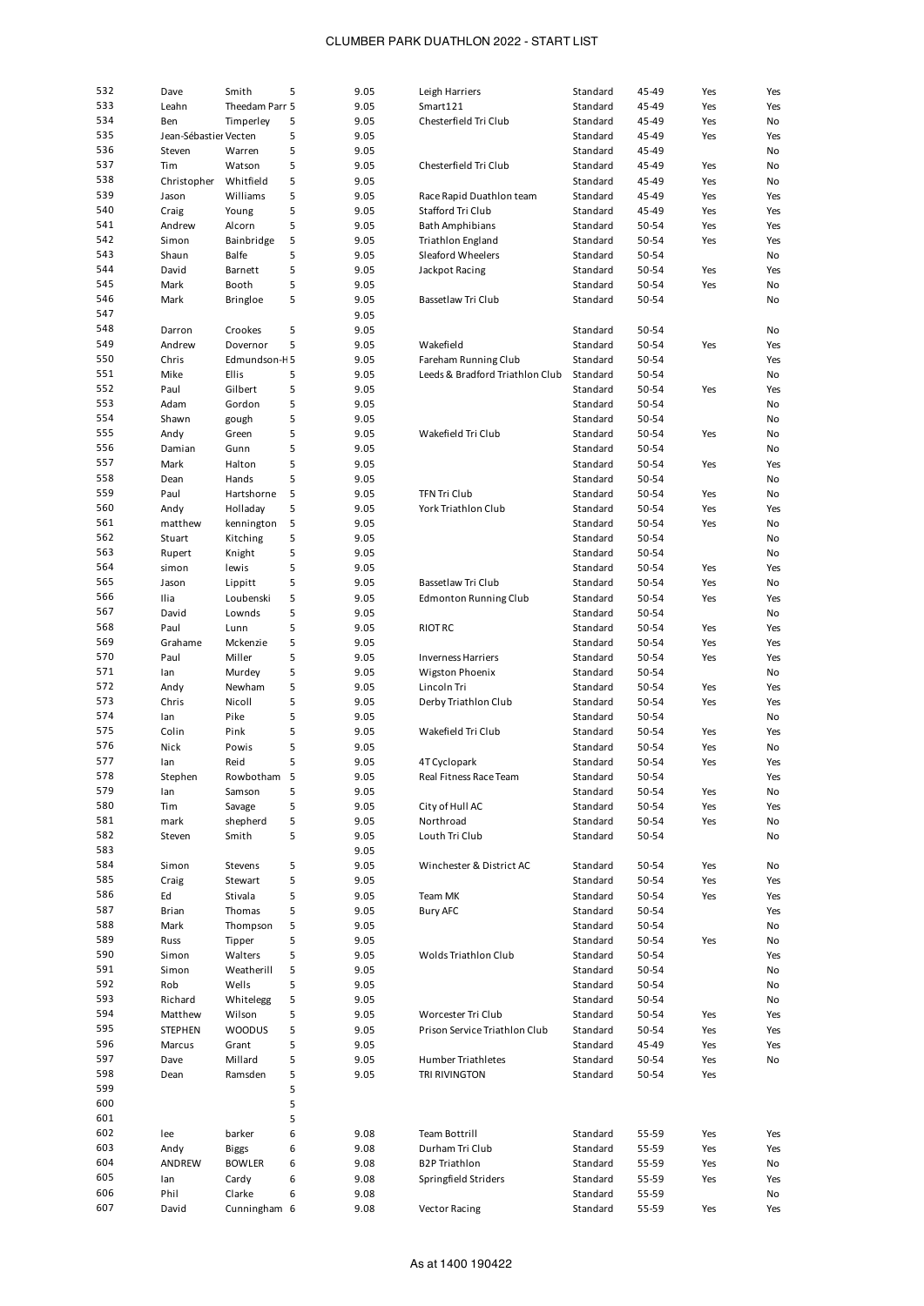# CLUMBER PARK DUATHLON 2022 - START LIST

| | | | | | | | | | |
|---|---|---|---|---|---|---|---|---|---|
| 532 | Dave | Smith | 5 | 9.05 | Leigh Harriers | Standard | 45-49 | Yes | Yes |
| 533 | Leahn | Theedam Parr | 5 | 9.05 | Smart121 | Standard | 45-49 | Yes | Yes |
| 534 | Ben | Timperley | 5 | 9.05 | Chesterfield Tri Club | Standard | 45-49 | Yes | No |
| 535 | Jean-Sébastien | Vecten | 5 | 9.05 | | Standard | 45-49 | Yes | Yes |
| 536 | Steven | Warren | 5 | 9.05 | | Standard | 45-49 | | No |
| 537 | Tim | Watson | 5 | 9.05 | Chesterfield Tri Club | Standard | 45-49 | Yes | No |
| 538 | Christopher | Whitfield | 5 | 9.05 | | Standard | 45-49 | Yes | No |
| 539 | Jason | Williams | 5 | 9.05 | Race Rapid Duathlon team | Standard | 45-49 | Yes | Yes |
| 540 | Craig | Young | 5 | 9.05 | Stafford Tri Club | Standard | 45-49 | Yes | Yes |
| 541 | Andrew | Alcorn | 5 | 9.05 | Bath Amphibians | Standard | 50-54 | Yes | Yes |
| 542 | Simon | Bainbridge | 5 | 9.05 | Triathlon England | Standard | 50-54 | Yes | Yes |
| 543 | Shaun | Balfe | 5 | 9.05 | Sleaford Wheelers | Standard | 50-54 | | No |
| 544 | David | Barnett | 5 | 9.05 | Jackpot Racing | Standard | 50-54 | Yes | Yes |
| 545 | Mark | Booth | 5 | 9.05 | | Standard | 50-54 | Yes | No |
| 546 | Mark | Bringloe | 5 | 9.05 | Bassetlaw Tri Club | Standard | 50-54 | | No |
| 547 | | | | 9.05 | | | | | |
| 548 | Darron | Crookes | 5 | 9.05 | | Standard | 50-54 | | No |
| 549 | Andrew | Dovernor | 5 | 9.05 | Wakefield | Standard | 50-54 | Yes | Yes |
| 550 | Chris | Edmundson-H | 5 | 9.05 | Fareham Running Club | Standard | 50-54 | | Yes |
| 551 | Mike | Ellis | 5 | 9.05 | Leeds & Bradford Triathlon Club | Standard | 50-54 | | No |
| 552 | Paul | Gilbert | 5 | 9.05 | | Standard | 50-54 | Yes | Yes |
| 553 | Adam | Gordon | 5 | 9.05 | | Standard | 50-54 | | No |
| 554 | Shawn | gough | 5 | 9.05 | | Standard | 50-54 | | No |
| 555 | Andy | Green | 5 | 9.05 | Wakefield Tri Club | Standard | 50-54 | Yes | No |
| 556 | Damian | Gunn | 5 | 9.05 | | Standard | 50-54 | | No |
| 557 | Mark | Halton | 5 | 9.05 | | Standard | 50-54 | Yes | Yes |
| 558 | Dean | Hands | 5 | 9.05 | | Standard | 50-54 | | No |
| 559 | Paul | Hartshorne | 5 | 9.05 | TFN Tri Club | Standard | 50-54 | Yes | No |
| 560 | Andy | Holladay | 5 | 9.05 | York Triathlon Club | Standard | 50-54 | Yes | Yes |
| 561 | matthew | kennington | 5 | 9.05 | | Standard | 50-54 | Yes | No |
| 562 | Stuart | Kitching | 5 | 9.05 | | Standard | 50-54 | | No |
| 563 | Rupert | Knight | 5 | 9.05 | | Standard | 50-54 | | No |
| 564 | simon | lewis | 5 | 9.05 | | Standard | 50-54 | Yes | Yes |
| 565 | Jason | Lippitt | 5 | 9.05 | Bassetlaw Tri Club | Standard | 50-54 | Yes | No |
| 566 | Ilia | Loubenski | 5 | 9.05 | Edmonton Running Club | Standard | 50-54 | Yes | Yes |
| 567 | David | Lownds | 5 | 9.05 | | Standard | 50-54 | | No |
| 568 | Paul | Lunn | 5 | 9.05 | RIOT RC | Standard | 50-54 | Yes | Yes |
| 569 | Grahame | Mckenzie | 5 | 9.05 | | Standard | 50-54 | Yes | Yes |
| 570 | Paul | Miller | 5 | 9.05 | Inverness Harriers | Standard | 50-54 | Yes | Yes |
| 571 | Ian | Murdey | 5 | 9.05 | Wigston Phoenix | Standard | 50-54 | | No |
| 572 | Andy | Newham | 5 | 9.05 | Lincoln Tri | Standard | 50-54 | Yes | Yes |
| 573 | Chris | Nicoll | 5 | 9.05 | Derby Triathlon Club | Standard | 50-54 | Yes | Yes |
| 574 | Ian | Pike | 5 | 9.05 | | Standard | 50-54 | | No |
| 575 | Colin | Pink | 5 | 9.05 | Wakefield Tri Club | Standard | 50-54 | Yes | Yes |
| 576 | Nick | Powis | 5 | 9.05 | | Standard | 50-54 | Yes | No |
| 577 | Ian | Reid | 5 | 9.05 | 4T Cyclopark | Standard | 50-54 | Yes | Yes |
| 578 | Stephen | Rowbotham | 5 | 9.05 | Real Fitness Race Team | Standard | 50-54 | | Yes |
| 579 | Ian | Samson | 5 | 9.05 | | Standard | 50-54 | Yes | No |
| 580 | Tim | Savage | 5 | 9.05 | City of Hull AC | Standard | 50-54 | Yes | Yes |
| 581 | mark | shepherd | 5 | 9.05 | Northroad | Standard | 50-54 | Yes | No |
| 582 | Steven | Smith | 5 | 9.05 | Louth Tri Club | Standard | 50-54 | | No |
| 583 | | | | 9.05 | | | | | |
| 584 | Simon | Stevens | 5 | 9.05 | Winchester & District AC | Standard | 50-54 | Yes | No |
| 585 | Craig | Stewart | 5 | 9.05 | | Standard | 50-54 | Yes | Yes |
| 586 | Ed | Stivala | 5 | 9.05 | Team MK | Standard | 50-54 | Yes | Yes |
| 587 | Brian | Thomas | 5 | 9.05 | Bury AFC | Standard | 50-54 | | Yes |
| 588 | Mark | Thompson | 5 | 9.05 | | Standard | 50-54 | | No |
| 589 | Russ | Tipper | 5 | 9.05 | | Standard | 50-54 | Yes | No |
| 590 | Simon | Walters | 5 | 9.05 | Wolds Triathlon Club | Standard | 50-54 | | Yes |
| 591 | Simon | Weatherill | 5 | 9.05 | | Standard | 50-54 | | No |
| 592 | Rob | Wells | 5 | 9.05 | | Standard | 50-54 | | No |
| 593 | Richard | Whitelegg | 5 | 9.05 | | Standard | 50-54 | | No |
| 594 | Matthew | Wilson | 5 | 9.05 | Worcester Tri Club | Standard | 50-54 | Yes | Yes |
| 595 | STEPHEN | WOODUS | 5 | 9.05 | Prison Service Triathlon Club | Standard | 50-54 | Yes | Yes |
| 596 | Marcus | Grant | 5 | 9.05 | | Standard | 45-49 | Yes | Yes |
| 597 | Dave | Millard | 5 | 9.05 | Humber Triathletes | Standard | 50-54 | Yes | No |
| 598 | Dean | Ramsden | 5 | 9.05 | TRI RIVINGTON | Standard | 50-54 | Yes | |
| 599 | | | 5 | | | | | | |
| 600 | | | 5 | | | | | | |
| 601 | | | 5 | | | | | | |
| 602 | lee | barker | 6 | 9.08 | Team Bottrill | Standard | 55-59 | Yes | Yes |
| 603 | Andy | Biggs | 6 | 9.08 | Durham Tri Club | Standard | 55-59 | Yes | Yes |
| 604 | ANDREW | BOWLER | 6 | 9.08 | B2P Triathlon | Standard | 55-59 | Yes | No |
| 605 | Ian | Cardy | 6 | 9.08 | Springfield Striders | Standard | 55-59 | Yes | Yes |
| 606 | Phil | Clarke | 6 | 9.08 | | Standard | 55-59 | | No |
| 607 | David | Cunningham | 6 | 9.08 | Vector Racing | Standard | 55-59 | Yes | Yes |

As at 1400 190422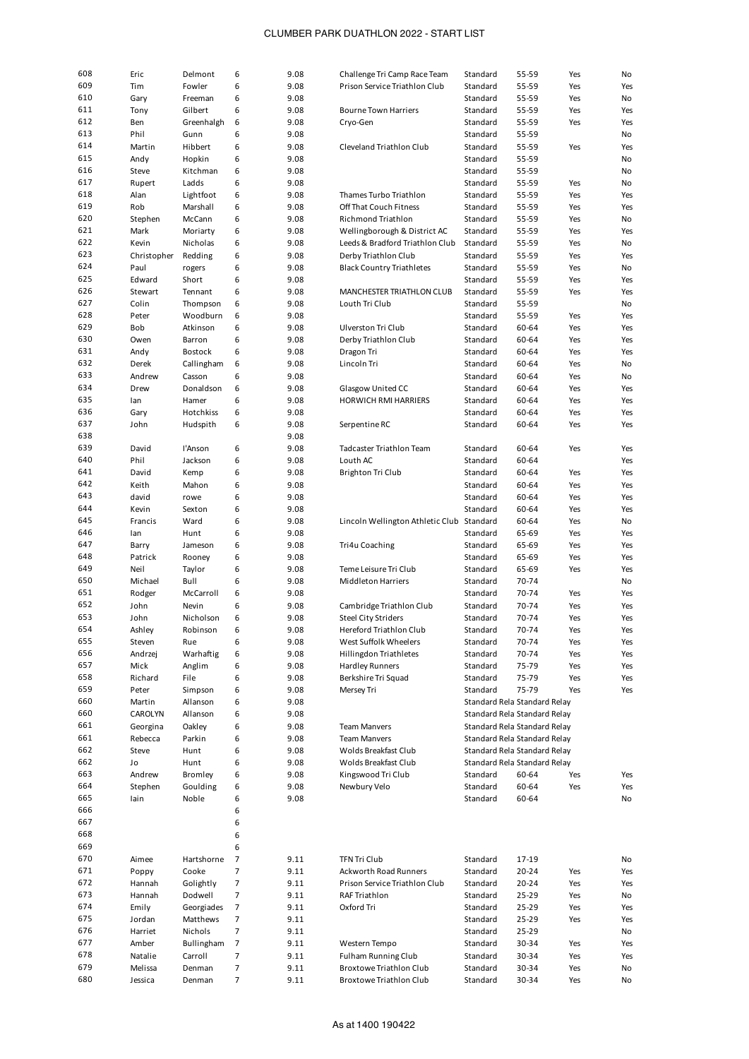# CLUMBER PARK DUATHLON 2022 - START LIST

| | | | | | | | | | |
|---|---|---|---|---|---|---|---|---|---|
| 608 | Eric | Delmont | 6 | 9.08 | Challenge Tri Camp Race Team | Standard | 55-59 | Yes | No |
| 609 | Tim | Fowler | 6 | 9.08 | Prison Service Triathlon Club | Standard | 55-59 | Yes | Yes |
| 610 | Gary | Freeman | 6 | 9.08 | | Standard | 55-59 | Yes | No |
| 611 | Tony | Gilbert | 6 | 9.08 | Bourne Town Harriers | Standard | 55-59 | Yes | Yes |
| 612 | Ben | Greenhalgh | 6 | 9.08 | Cryo-Gen | Standard | 55-59 | Yes | Yes |
| 613 | Phil | Gunn | 6 | 9.08 | | Standard | 55-59 | | No |
| 614 | Martin | Hibbert | 6 | 9.08 | Cleveland Triathlon Club | Standard | 55-59 | Yes | Yes |
| 615 | Andy | Hopkin | 6 | 9.08 | | Standard | 55-59 | | No |
| 616 | Steve | Kitchman | 6 | 9.08 | | Standard | 55-59 | | No |
| 617 | Rupert | Ladds | 6 | 9.08 | | Standard | 55-59 | Yes | No |
| 618 | Alan | Lightfoot | 6 | 9.08 | Thames Turbo Triathlon | Standard | 55-59 | Yes | Yes |
| 619 | Rob | Marshall | 6 | 9.08 | Off That Couch Fitness | Standard | 55-59 | Yes | Yes |
| 620 | Stephen | McCann | 6 | 9.08 | Richmond Triathlon | Standard | 55-59 | Yes | No |
| 621 | Mark | Moriarty | 6 | 9.08 | Wellingborough & District AC | Standard | 55-59 | Yes | Yes |
| 622 | Kevin | Nicholas | 6 | 9.08 | Leeds & Bradford Triathlon Club | Standard | 55-59 | Yes | No |
| 623 | Christopher | Redding | 6 | 9.08 | Derby Triathlon Club | Standard | 55-59 | Yes | Yes |
| 624 | Paul | rogers | 6 | 9.08 | Black Country Triathletes | Standard | 55-59 | Yes | No |
| 625 | Edward | Short | 6 | 9.08 | | Standard | 55-59 | Yes | Yes |
| 626 | Stewart | Tennant | 6 | 9.08 | MANCHESTER TRIATHLON CLUB | Standard | 55-59 | Yes | Yes |
| 627 | Colin | Thompson | 6 | 9.08 | Louth Tri Club | Standard | 55-59 | | No |
| 628 | Peter | Woodburn | 6 | 9.08 | | Standard | 55-59 | Yes | Yes |
| 629 | Bob | Atkinson | 6 | 9.08 | Ulverston Tri Club | Standard | 60-64 | Yes | Yes |
| 630 | Owen | Barron | 6 | 9.08 | Derby Triathlon Club | Standard | 60-64 | Yes | Yes |
| 631 | Andy | Bostock | 6 | 9.08 | Dragon Tri | Standard | 60-64 | Yes | Yes |
| 632 | Derek | Callingham | 6 | 9.08 | Lincoln Tri | Standard | 60-64 | Yes | No |
| 633 | Andrew | Casson | 6 | 9.08 | | Standard | 60-64 | Yes | No |
| 634 | Drew | Donaldson | 6 | 9.08 | Glasgow United CC | Standard | 60-64 | Yes | Yes |
| 635 | Ian | Hamer | 6 | 9.08 | HORWICH RMI HARRIERS | Standard | 60-64 | Yes | Yes |
| 636 | Gary | Hotchkiss | 6 | 9.08 | | Standard | 60-64 | Yes | Yes |
| 637 | John | Hudspith | 6 | 9.08 | Serpentine RC | Standard | 60-64 | Yes | Yes |
| 638 | | | | 9.08 | | | | | |
| 639 | David | I'Anson | 6 | 9.08 | Tadcaster Triathlon Team | Standard | 60-64 | Yes | Yes |
| 640 | Phil | Jackson | 6 | 9.08 | Louth AC | Standard | 60-64 | | Yes |
| 641 | David | Kemp | 6 | 9.08 | Brighton Tri Club | Standard | 60-64 | Yes | Yes |
| 642 | Keith | Mahon | 6 | 9.08 | | Standard | 60-64 | Yes | Yes |
| 643 | david | rowe | 6 | 9.08 | | Standard | 60-64 | Yes | Yes |
| 644 | Kevin | Sexton | 6 | 9.08 | | Standard | 60-64 | Yes | Yes |
| 645 | Francis | Ward | 6 | 9.08 | Lincoln Wellington Athletic Club | Standard | 60-64 | Yes | No |
| 646 | Ian | Hunt | 6 | 9.08 | | Standard | 65-69 | Yes | Yes |
| 647 | Barry | Jameson | 6 | 9.08 | Tri4u Coaching | Standard | 65-69 | Yes | Yes |
| 648 | Patrick | Rooney | 6 | 9.08 | | Standard | 65-69 | Yes | Yes |
| 649 | Neil | Taylor | 6 | 9.08 | Teme Leisure Tri Club | Standard | 65-69 | Yes | Yes |
| 650 | Michael | Bull | 6 | 9.08 | Middleton Harriers | Standard | 70-74 | | No |
| 651 | Rodger | McCarroll | 6 | 9.08 | | Standard | 70-74 | Yes | Yes |
| 652 | John | Nevin | 6 | 9.08 | Cambridge Triathlon Club | Standard | 70-74 | Yes | Yes |
| 653 | John | Nicholson | 6 | 9.08 | Steel City Striders | Standard | 70-74 | Yes | Yes |
| 654 | Ashley | Robinson | 6 | 9.08 | Hereford Triathlon Club | Standard | 70-74 | Yes | Yes |
| 655 | Steven | Rue | 6 | 9.08 | West Suffolk Wheelers | Standard | 70-74 | Yes | Yes |
| 656 | Andrzej | Warhaftig | 6 | 9.08 | Hillingdon Triathletes | Standard | 70-74 | Yes | Yes |
| 657 | Mick | Anglim | 6 | 9.08 | Hardley Runners | Standard | 75-79 | Yes | Yes |
| 658 | Richard | File | 6 | 9.08 | Berkshire Tri Squad | Standard | 75-79 | Yes | Yes |
| 659 | Peter | Simpson | 6 | 9.08 | Mersey Tri | Standard | 75-79 | Yes | Yes |
| 660 | Martin | Allanson | 6 | 9.08 | | Standard Rela | Standard Relay | | |
| 660 | CAROLYN | Allanson | 6 | 9.08 | | Standard Rela | Standard Relay | | |
| 661 | Georgina | Oakley | 6 | 9.08 | Team Manvers | Standard Rela | Standard Relay | | |
| 661 | Rebecca | Parkin | 6 | 9.08 | Team Manvers | Standard Rela | Standard Relay | | |
| 662 | Steve | Hunt | 6 | 9.08 | Wolds Breakfast Club | Standard Rela | Standard Relay | | |
| 662 | Jo | Hunt | 6 | 9.08 | Wolds Breakfast Club | Standard Rela | Standard Relay | | |
| 663 | Andrew | Bromley | 6 | 9.08 | Kingswood Tri Club | Standard | 60-64 | Yes | Yes |
| 664 | Stephen | Goulding | 6 | 9.08 | Newbury Velo | Standard | 60-64 | Yes | Yes |
| 665 | Iain | Noble | 6 | 9.08 | | Standard | 60-64 | | No |
| 666 | | | 6 | | | | | | |
| 667 | | | 6 | | | | | | |
| 668 | | | 6 | | | | | | |
| 669 | | | 6 | | | | | | |
| 670 | Aimee | Hartshorne | 7 | 9.11 | TFN Tri Club | Standard | 17-19 | | No |
| 671 | Poppy | Cooke | 7 | 9.11 | Ackworth Road Runners | Standard | 20-24 | Yes | Yes |
| 672 | Hannah | Golightly | 7 | 9.11 | Prison Service Triathlon Club | Standard | 20-24 | Yes | Yes |
| 673 | Hannah | Dodwell | 7 | 9.11 | RAF Triathlon | Standard | 25-29 | Yes | No |
| 674 | Emily | Georgiades | 7 | 9.11 | Oxford Tri | Standard | 25-29 | Yes | Yes |
| 675 | Jordan | Matthews | 7 | 9.11 | | Standard | 25-29 | Yes | Yes |
| 676 | Harriet | Nichols | 7 | 9.11 | | Standard | 25-29 | | No |
| 677 | Amber | Bullingham | 7 | 9.11 | Western Tempo | Standard | 30-34 | Yes | Yes |
| 678 | Natalie | Carroll | 7 | 9.11 | Fulham Running Club | Standard | 30-34 | Yes | Yes |
| 679 | Melissa | Denman | 7 | 9.11 | Broxtowe Triathlon Club | Standard | 30-34 | Yes | No |
| 680 | Jessica | Denman | 7 | 9.11 | Broxtowe Triathlon Club | Standard | 30-34 | Yes | No |

As at 1400 190422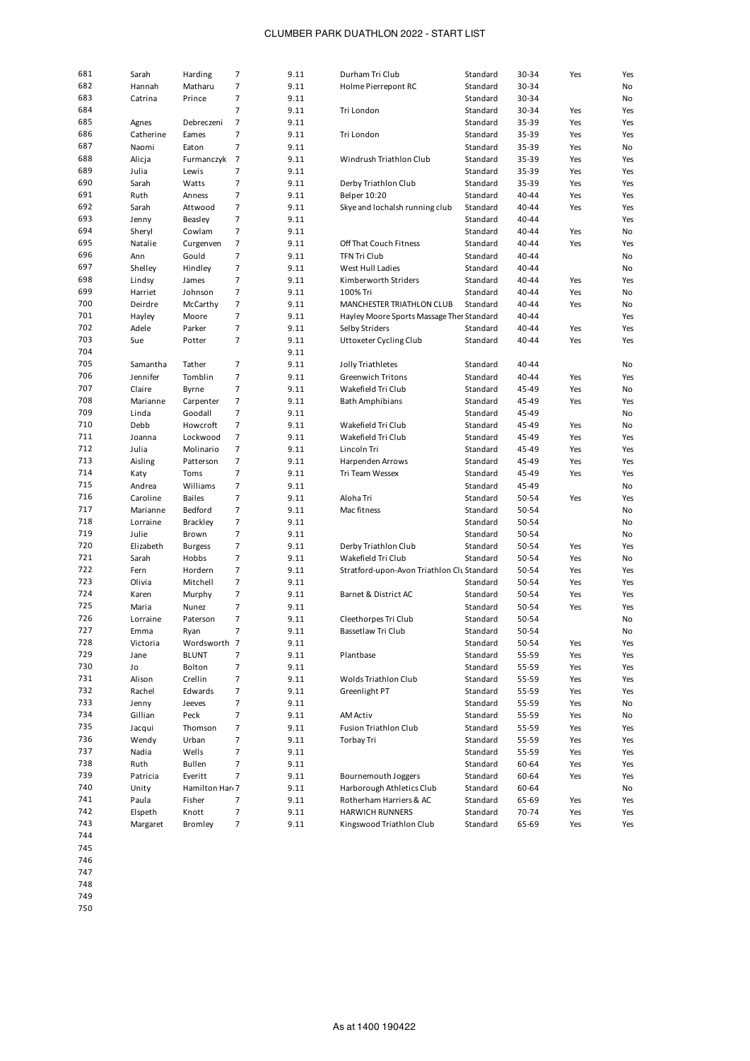# CLUMBER PARK DUATHLON 2022 - START LIST

| | | | | | | | | | |
|---|---|---|---|---|---|---|---|---|---|
| 681 | Sarah | Harding | 7 | 9.11 | Durham Tri Club | Standard | 30-34 | Yes | Yes |
| 682 | Hannah | Matharu | 7 | 9.11 | Holme Pierrepont RC | Standard | 30-34 | | No |
| 683 | Catrina | Prince | 7 | 9.11 | | Standard | 30-34 | | No |
| 684 | | | 7 | 9.11 | Tri London | Standard | 30-34 | Yes | Yes |
| 685 | Agnes | Debreczeni | 7 | 9.11 | | Standard | 35-39 | Yes | Yes |
| 686 | Catherine | Eames | 7 | 9.11 | Tri London | Standard | 35-39 | Yes | Yes |
| 687 | Naomi | Eaton | 7 | 9.11 | | Standard | 35-39 | Yes | No |
| 688 | Alicja | Furmanczyk | 7 | 9.11 | Windrush Triathlon Club | Standard | 35-39 | Yes | Yes |
| 689 | Julia | Lewis | 7 | 9.11 | | Standard | 35-39 | Yes | Yes |
| 690 | Sarah | Watts | 7 | 9.11 | Derby Triathlon Club | Standard | 35-39 | Yes | Yes |
| 691 | Ruth | Anness | 7 | 9.11 | Belper 10:20 | Standard | 40-44 | Yes | Yes |
| 692 | Sarah | Attwood | 7 | 9.11 | Skye and lochalsh running club | Standard | 40-44 | Yes | Yes |
| 693 | Jenny | Beasley | 7 | 9.11 | | Standard | 40-44 | | Yes |
| 694 | Sheryl | Cowlam | 7 | 9.11 | | Standard | 40-44 | Yes | No |
| 695 | Natalie | Curgenven | 7 | 9.11 | Off That Couch Fitness | Standard | 40-44 | Yes | Yes |
| 696 | Ann | Gould | 7 | 9.11 | TFN Tri Club | Standard | 40-44 | | No |
| 697 | Shelley | Hindley | 7 | 9.11 | West Hull Ladies | Standard | 40-44 | | No |
| 698 | Lindsy | James | 7 | 9.11 | Kimberworth Striders | Standard | 40-44 | Yes | Yes |
| 699 | Harriet | Johnson | 7 | 9.11 | 100% Tri | Standard | 40-44 | Yes | No |
| 700 | Deirdre | McCarthy | 7 | 9.11 | MANCHESTER TRIATHLON CLUB | Standard | 40-44 | Yes | No |
| 701 | Hayley | Moore | 7 | 9.11 | Hayley Moore Sports Massage Ther | Standard | 40-44 | | Yes |
| 702 | Adele | Parker | 7 | 9.11 | Selby Striders | Standard | 40-44 | Yes | Yes |
| 703 | Sue | Potter | 7 | 9.11 | Uttoxeter Cycling Club | Standard | 40-44 | Yes | Yes |
| 704 | | | | 9.11 | | | | | |
| 705 | Samantha | Tather | 7 | 9.11 | Jolly Triathletes | Standard | 40-44 | | No |
| 706 | Jennifer | Tomblin | 7 | 9.11 | Greenwich Tritons | Standard | 40-44 | Yes | Yes |
| 707 | Claire | Byrne | 7 | 9.11 | Wakefield Tri Club | Standard | 45-49 | Yes | No |
| 708 | Marianne | Carpenter | 7 | 9.11 | Bath Amphibians | Standard | 45-49 | Yes | Yes |
| 709 | Linda | Goodall | 7 | 9.11 | | Standard | 45-49 | | No |
| 710 | Debb | Howcroft | 7 | 9.11 | Wakefield Tri Club | Standard | 45-49 | Yes | No |
| 711 | Joanna | Lockwood | 7 | 9.11 | Wakefield Tri Club | Standard | 45-49 | Yes | Yes |
| 712 | Julia | Molinario | 7 | 9.11 | Lincoln Tri | Standard | 45-49 | Yes | Yes |
| 713 | Aisling | Patterson | 7 | 9.11 | Harpenden Arrows | Standard | 45-49 | Yes | Yes |
| 714 | Katy | Toms | 7 | 9.11 | Tri Team Wessex | Standard | 45-49 | Yes | Yes |
| 715 | Andrea | Williams | 7 | 9.11 | | Standard | 45-49 | | No |
| 716 | Caroline | Bailes | 7 | 9.11 | Aloha Tri | Standard | 50-54 | Yes | Yes |
| 717 | Marianne | Bedford | 7 | 9.11 | Mac fitness | Standard | 50-54 | | No |
| 718 | Lorraine | Brackley | 7 | 9.11 | | Standard | 50-54 | | No |
| 719 | Julie | Brown | 7 | 9.11 | | Standard | 50-54 | | No |
| 720 | Elizabeth | Burgess | 7 | 9.11 | Derby Triathlon Club | Standard | 50-54 | Yes | Yes |
| 721 | Sarah | Hobbs | 7 | 9.11 | Wakefield Tri Club | Standard | 50-54 | Yes | No |
| 722 | Fern | Hordern | 7 | 9.11 | Stratford-upon-Avon Triathlon Clu | Standard | 50-54 | Yes | Yes |
| 723 | Olivia | Mitchell | 7 | 9.11 | | Standard | 50-54 | Yes | Yes |
| 724 | Karen | Murphy | 7 | 9.11 | Barnet & District AC | Standard | 50-54 | Yes | Yes |
| 725 | Maria | Nunez | 7 | 9.11 | | Standard | 50-54 | Yes | Yes |
| 726 | Lorraine | Paterson | 7 | 9.11 | Cleethorpes Tri Club | Standard | 50-54 | | No |
| 727 | Emma | Ryan | 7 | 9.11 | Bassetlaw Tri Club | Standard | 50-54 | | No |
| 728 | Victoria | Wordsworth | 7 | 9.11 | | Standard | 50-54 | Yes | Yes |
| 729 | Jane | BLUNT | 7 | 9.11 | Plantbase | Standard | 55-59 | Yes | Yes |
| 730 | Jo | Bolton | 7 | 9.11 | | Standard | 55-59 | Yes | Yes |
| 731 | Alison | Crellin | 7 | 9.11 | Wolds Triathlon Club | Standard | 55-59 | Yes | Yes |
| 732 | Rachel | Edwards | 7 | 9.11 | Greenlight PT | Standard | 55-59 | Yes | Yes |
| 733 | Jenny | Jeeves | 7 | 9.11 | | Standard | 55-59 | Yes | No |
| 734 | Gillian | Peck | 7 | 9.11 | AM Activ | Standard | 55-59 | Yes | No |
| 735 | Jacqui | Thomson | 7 | 9.11 | Fusion Triathlon Club | Standard | 55-59 | Yes | Yes |
| 736 | Wendy | Urban | 7 | 9.11 | Torbay Tri | Standard | 55-59 | Yes | Yes |
| 737 | Nadia | Wells | 7 | 9.11 | | Standard | 55-59 | Yes | Yes |
| 738 | Ruth | Bullen | 7 | 9.11 | | Standard | 60-64 | Yes | Yes |
| 739 | Patricia | Everitt | 7 | 9.11 | Bournemouth Joggers | Standard | 60-64 | Yes | Yes |
| 740 | Unity | Hamilton Har | 7 | 9.11 | Harborough Athletics Club | Standard | 60-64 | | No |
| 741 | Paula | Fisher | 7 | 9.11 | Rotherham Harriers & AC | Standard | 65-69 | Yes | Yes |
| 742 | Elspeth | Knott | 7 | 9.11 | HARWICH RUNNERS | Standard | 70-74 | Yes | Yes |
| 743 | Margaret | Bromley | 7 | 9.11 | Kingswood Triathlon Club | Standard | 65-69 | Yes | Yes |
| 744 | | | | | | | | | |
| 745 | | | | | | | | | |
| 746 | | | | | | | | | |
| 747 | | | | | | | | | |
| 748 | | | | | | | | | |
| 749 | | | | | | | | | |
| 750 | | | | | | | | | |

As at 1400 190422